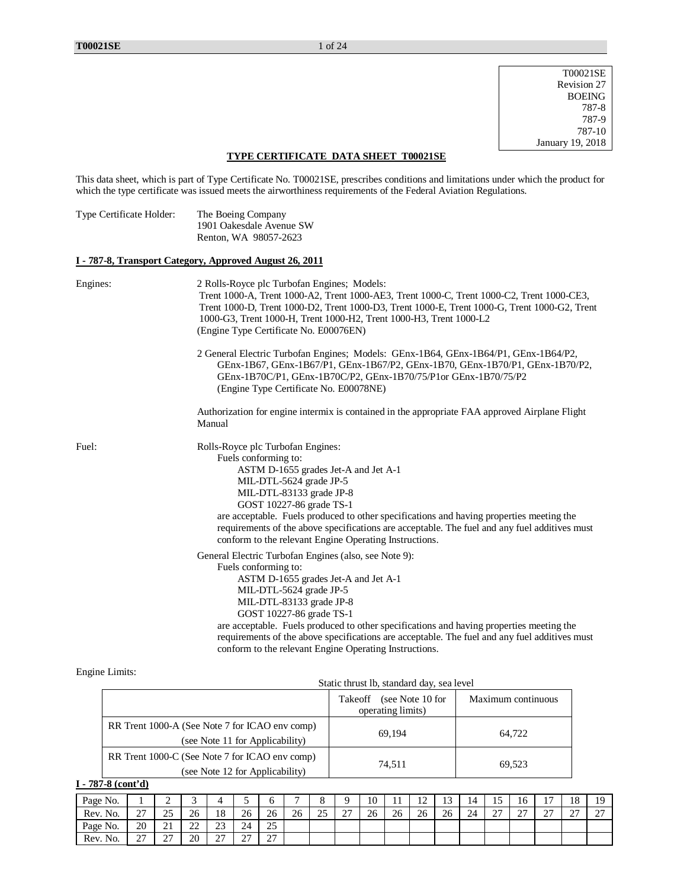T00021SE
Revision 27
BOEING
787-8
787-9
787-10
January 19, 2018

# TYPE CERTIFICATE DATA SHEET T00021SE

This data sheet, which is part of Type Certificate No. T00021SE, prescribes conditions and limitations under which the product for which the type certificate was issued meets the airworthiness requirements of the Federal Aviation Regulations.

Type Certificate Holder: The Boeing Company
1901 Oakesdale Avenue SW
Renton, WA 98057-2623

## I - 787-8, Transport Category, Approved August 26, 2011

Engines: 2 Rolls-Royce plc Turbofan Engines; Models:
Trent 1000-A, Trent 1000-A2, Trent 1000-AE3, Trent 1000-C, Trent 1000-C2, Trent 1000-CE3, Trent 1000-D, Trent 1000-D2, Trent 1000-D3, Trent 1000-E, Trent 1000-G, Trent 1000-G2, Trent 1000-G3, Trent 1000-H, Trent 1000-H2, Trent 1000-H3, Trent 1000-L2
(Engine Type Certificate No. E00076EN)

2 General Electric Turbofan Engines; Models: GEnx-1B64, GEnx-1B64/P1, GEnx-1B64/P2, GEnx-1B67, GEnx-1B67/P1, GEnx-1B67/P2, GEnx-1B70, GEnx-1B70/P1, GEnx-1B70/P2, GEnx-1B70C/P1, GEnx-1B70C/P2, GEnx-1B70/75/P1or GEnx-1B70/75/P2
(Engine Type Certificate No. E00078NE)

Authorization for engine intermix is contained in the appropriate FAA approved Airplane Flight Manual

Fuel: Rolls-Royce plc Turbofan Engines:
Fuels conforming to:
- ASTM D-1655 grades Jet-A and Jet A-1
- MIL-DTL-5624 grade JP-5
- MIL-DTL-83133 grade JP-8
- GOST 10227-86 grade TS-1

are acceptable. Fuels produced to other specifications and having properties meeting the requirements of the above specifications are acceptable. The fuel and any fuel additives must conform to the relevant Engine Operating Instructions.

General Electric Turbofan Engines (also, see Note 9):
Fuels conforming to:
- ASTM D-1655 grades Jet-A and Jet A-1
- MIL-DTL-5624 grade JP-5
- MIL-DTL-83133 grade JP-8
- GOST 10227-86 grade TS-1

are acceptable. Fuels produced to other specifications and having properties meeting the requirements of the above specifications are acceptable. The fuel and any fuel additives must conform to the relevant Engine Operating Instructions.

Engine Limits:

Static thrust lb, standard day, sea level

| | Takeoff (see Note 10 for operating limits) | Maximum continuous |
|---|---|---|
| RR Trent 1000-A (See Note 7 for ICAO env comp) (see Note 11 for Applicability) | 69,194 | 64,722 |
| RR Trent 1000-C (See Note 7 for ICAO env comp) (see Note 12 for Applicability) | 74,511 | 69,523 |

**I - 787-8 (cont'd)**

| Page No. | 1 | 2 | 3 | 4 | 5 | 6 | 7 | 8 | 9 | 10 | 11 | 12 | 13 | 14 | 15 | 16 | 17 | 18 | 19 |
|---|---|---|---|---|---|---|---|---|---|---|---|---|---|---|---|---|---|---|---|
| Rev. No. | 27 | 25 | 26 | 18 | 26 | 26 | 26 | 25 | 27 | 26 | 26 | 26 | 26 | 24 | 27 | 27 | 27 | 27 | 27 |
| Page No. | 20 | 21 | 22 | 23 | 24 | 25 | | | | | | | | | | | | | |
| Rev. No. | 27 | 27 | 20 | 27 | 27 | 27 | | | | | | | | | | | | | |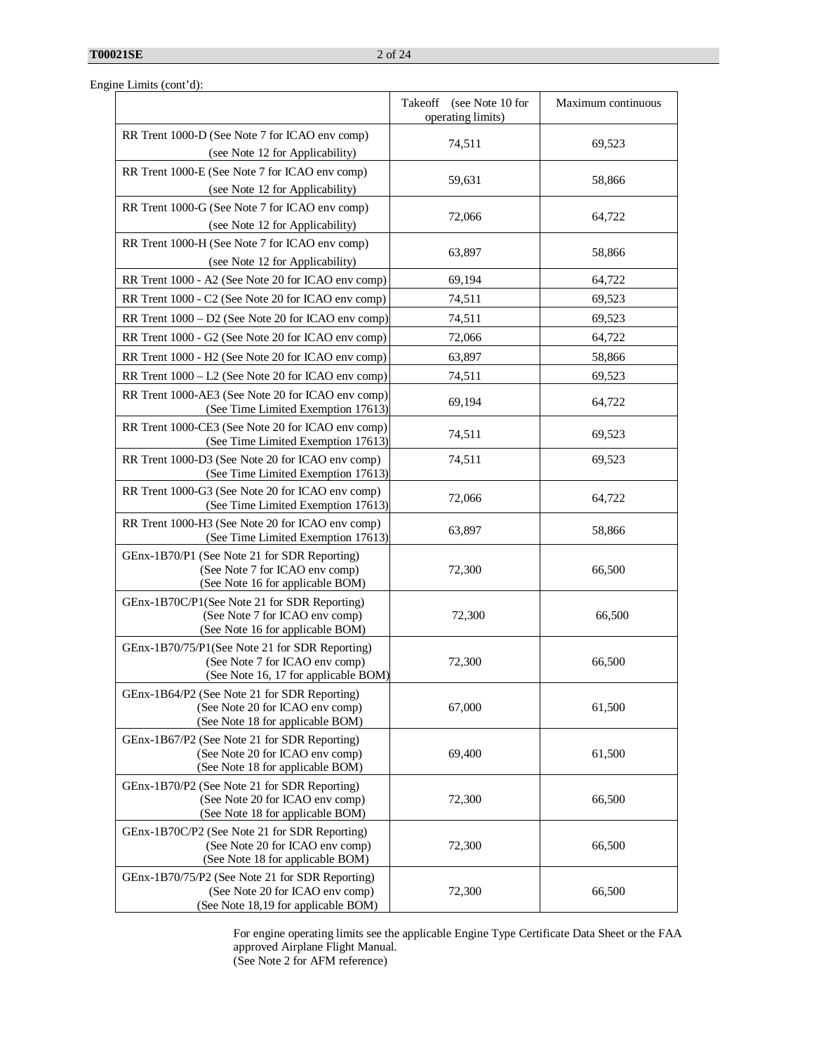Engine Limits (cont'd):

| | Takeoff (see Note 10 for operating limits) | Maximum continuous |
|---|---|---|
| RR Trent 1000-D (See Note 7 for ICAO env comp) (see Note 12 for Applicability) | 74,511 | 69,523 |
| RR Trent 1000-E (See Note 7 for ICAO env comp) (see Note 12 for Applicability) | 59,631 | 58,866 |
| RR Trent 1000-G (See Note 7 for ICAO env comp) (see Note 12 for Applicability) | 72,066 | 64,722 |
| RR Trent 1000-H (See Note 7 for ICAO env comp) (see Note 12 for Applicability) | 63,897 | 58,866 |
| RR Trent 1000 - A2 (See Note 20 for ICAO env comp) | 69,194 | 64,722 |
| RR Trent 1000 - C2 (See Note 20 for ICAO env comp) | 74,511 | 69,523 |
| RR Trent 1000 – D2 (See Note 20 for ICAO env comp) | 74,511 | 69,523 |
| RR Trent 1000 - G2 (See Note 20 for ICAO env comp) | 72,066 | 64,722 |
| RR Trent 1000 - H2 (See Note 20 for ICAO env comp) | 63,897 | 58,866 |
| RR Trent 1000 – L2 (See Note 20 for ICAO env comp) | 74,511 | 69,523 |
| RR Trent 1000-AE3 (See Note 20 for ICAO env comp) (See Time Limited Exemption 17613) | 69,194 | 64,722 |
| RR Trent 1000-CE3 (See Note 20 for ICAO env comp) (See Time Limited Exemption 17613) | 74,511 | 69,523 |
| RR Trent 1000-D3 (See Note 20 for ICAO env comp) (See Time Limited Exemption 17613) | 74,511 | 69,523 |
| RR Trent 1000-G3 (See Note 20 for ICAO env comp) (See Time Limited Exemption 17613) | 72,066 | 64,722 |
| RR Trent 1000-H3 (See Note 20 for ICAO env comp) (See Time Limited Exemption 17613) | 63,897 | 58,866 |
| GEnx-1B70/P1 (See Note 21 for SDR Reporting) (See Note 7 for ICAO env comp) (See Note 16 for applicable BOM) | 72,300 | 66,500 |
| GEnx-1B70C/P1(See Note 21 for SDR Reporting) (See Note 7 for ICAO env comp) (See Note 16 for applicable BOM) | 72,300 | 66,500 |
| GEnx-1B70/75/P1(See Note 21 for SDR Reporting) (See Note 7 for ICAO env comp) (See Note 16, 17 for applicable BOM) | 72,300 | 66,500 |
| GEnx-1B64/P2 (See Note 21 for SDR Reporting) (See Note 20 for ICAO env comp) (See Note 18 for applicable BOM) | 67,000 | 61,500 |
| GEnx-1B67/P2 (See Note 21 for SDR Reporting) (See Note 20 for ICAO env comp) (See Note 18 for applicable BOM) | 69,400 | 61,500 |
| GEnx-1B70/P2 (See Note 21 for SDR Reporting) (See Note 20 for ICAO env comp) (See Note 18 for applicable BOM) | 72,300 | 66,500 |
| GEnx-1B70C/P2 (See Note 21 for SDR Reporting) (See Note 20 for ICAO env comp) (See Note 18 for applicable BOM) | 72,300 | 66,500 |
| GEnx-1B70/75/P2 (See Note 21 for SDR Reporting) (See Note 20 for ICAO env comp) (See Note 18,19 for applicable BOM) | 72,300 | 66,500 |

For engine operating limits see the applicable Engine Type Certificate Data Sheet or the FAA approved Airplane Flight Manual.
(See Note 2 for AFM reference)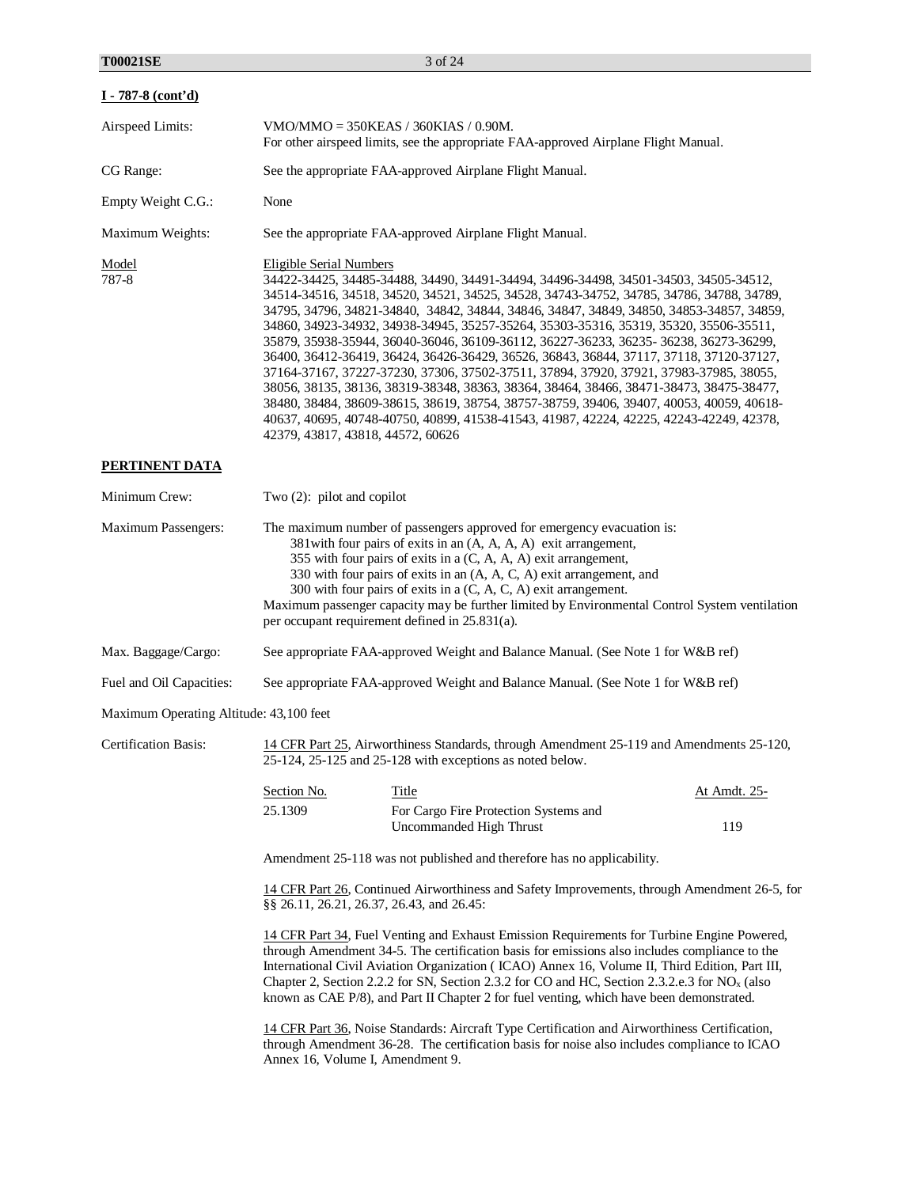**I - 787-8 (cont'd)**

Airspeed Limits: VMO/MMO = 350KEAS / 360KIAS / 0.90M.
For other airspeed limits, see the appropriate FAA-approved Airplane Flight Manual.

CG Range: See the appropriate FAA-approved Airplane Flight Manual.

Empty Weight C.G.: None

Maximum Weights: See the appropriate FAA-approved Airplane Flight Manual.

| Model | Eligible Serial Numbers |
|---|---|
| 787-8 | 34422-34425, 34485-34488, 34490, 34491-34494, 34496-34498, 34501-34503, 34505-34512, 34514-34516, 34518, 34520, 34521, 34525, 34528, 34743-34752, 34785, 34786, 34788, 34789, 34795, 34796, 34821-34840, 34842, 34844, 34846, 34847, 34849, 34850, 34853-34857, 34859, 34860, 34923-34932, 34938-34945, 35257-35264, 35303-35316, 35319, 35320, 35506-35511, 35879, 35938-35944, 36040-36046, 36109-36112, 36227-36233, 36235- 36238, 36273-36299, 36400, 36412-36419, 36424, 36426-36429, 36526, 36843, 36844, 37117, 37118, 37120-37127, 37164-37167, 37227-37230, 37306, 37502-37511, 37894, 37920, 37921, 37983-37985, 38055, 38056, 38135, 38136, 38319-38348, 38363, 38364, 38464, 38466, 38471-38473, 38475-38477, 38480, 38484, 38609-38615, 38619, 38754, 38757-38759, 39406, 39407, 40053, 40059, 40618-40637, 40695, 40748-40750, 40899, 41538-41543, 41987, 42224, 42225, 42243-42249, 42378, 42379, 43817, 43818, 44572, 60626 |

## PERTINENT DATA

Minimum Crew: Two (2): pilot and copilot

Maximum Passengers: The maximum number of passengers approved for emergency evacuation is:

- 381with four pairs of exits in an (A, A, A, A) exit arrangement,
- 355 with four pairs of exits in a (C, A, A, A) exit arrangement,
- 330 with four pairs of exits in an (A, A, C, A) exit arrangement, and
- 300 with four pairs of exits in a (C, A, C, A) exit arrangement.

Maximum passenger capacity may be further limited by Environmental Control System ventilation per occupant requirement defined in 25.831(a).

Max. Baggage/Cargo: See appropriate FAA-approved Weight and Balance Manual. (See Note 1 for W&B ref)

Fuel and Oil Capacities: See appropriate FAA-approved Weight and Balance Manual. (See Note 1 for W&B ref)

Maximum Operating Altitude: 43,100 feet

Certification Basis: 14 CFR Part 25, Airworthiness Standards, through Amendment 25-119 and Amendments 25-120, 25-124, 25-125 and 25-128 with exceptions as noted below.

| Section No. | Title | At Amdt. 25- |
|---|---|---|
| 25.1309 | For Cargo Fire Protection Systems and Uncommanded High Thrust | 119 |

Amendment 25-118 was not published and therefore has no applicability.

14 CFR Part 26, Continued Airworthiness and Safety Improvements, through Amendment 26-5, for §§ 26.11, 26.21, 26.37, 26.43, and 26.45:

14 CFR Part 34, Fuel Venting and Exhaust Emission Requirements for Turbine Engine Powered, through Amendment 34-5. The certification basis for emissions also includes compliance to the International Civil Aviation Organization ( ICAO) Annex 16, Volume II, Third Edition, Part III, Chapter 2, Section 2.2.2 for SN, Section 2.3.2 for CO and HC, Section 2.3.2.e.3 for $NO_x$ (also known as CAE P/8), and Part II Chapter 2 for fuel venting, which have been demonstrated.

14 CFR Part 36, Noise Standards: Aircraft Type Certification and Airworthiness Certification, through Amendment 36-28. The certification basis for noise also includes compliance to ICAO Annex 16, Volume I, Amendment 9.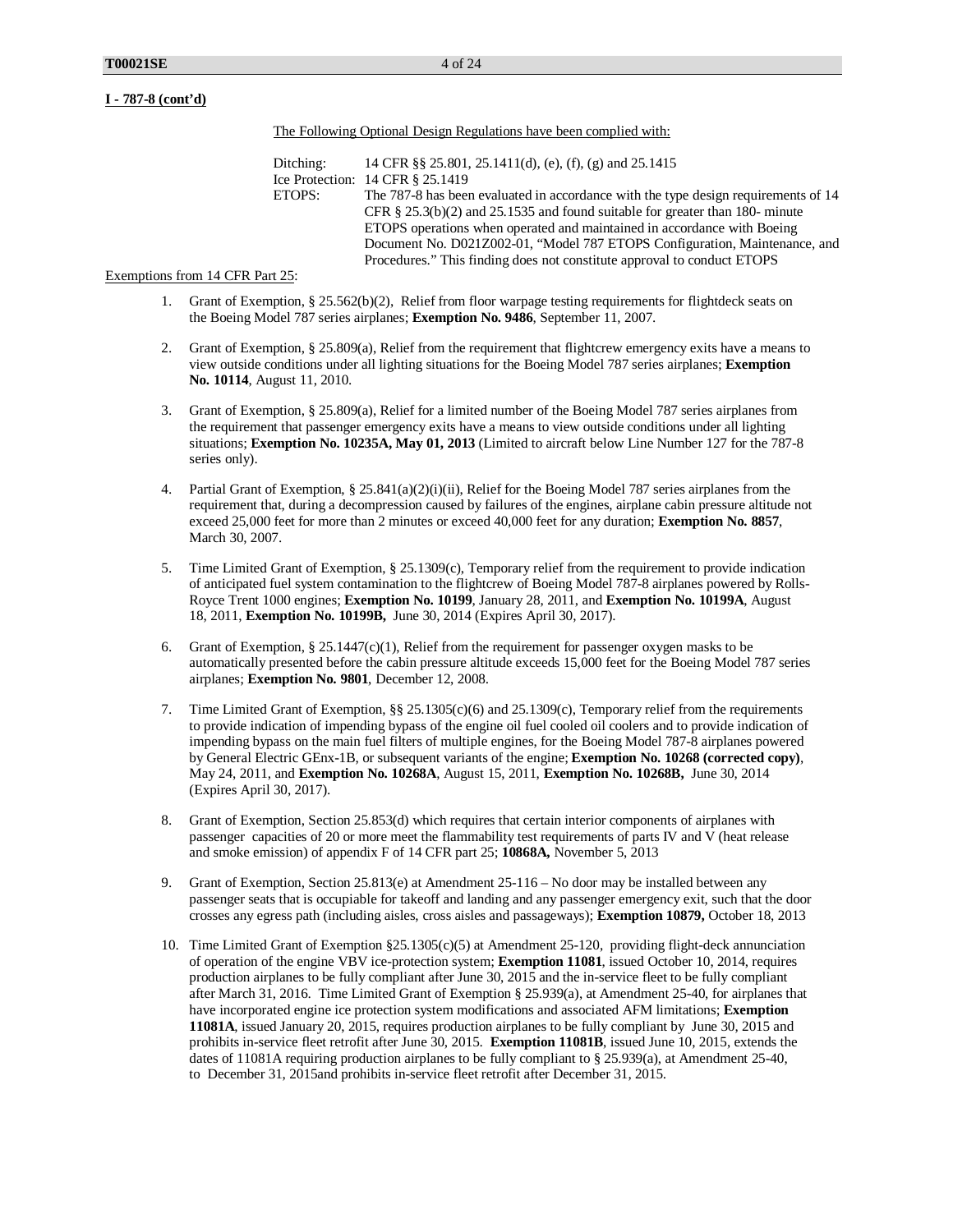**I - 787-8 (cont'd)**

The Following Optional Design Regulations have been complied with:

Ditching: 14 CFR §§ 25.801, 25.1411(d), (e), (f), (g) and 25.1415

Ice Protection: 14 CFR § 25.1419

ETOPS: The 787-8 has been evaluated in accordance with the type design requirements of 14 CFR § 25.3(b)(2) and 25.1535 and found suitable for greater than 180- minute ETOPS operations when operated and maintained in accordance with Boeing Document No. D021Z002-01, "Model 787 ETOPS Configuration, Maintenance, and Procedures." This finding does not constitute approval to conduct ETOPS

Exemptions from 14 CFR Part 25:

1. Grant of Exemption, § 25.562(b)(2), Relief from floor warpage testing requirements for flightdeck seats on the Boeing Model 787 series airplanes; **Exemption No. 9486**, September 11, 2007.

2. Grant of Exemption, § 25.809(a), Relief from the requirement that flightcrew emergency exits have a means to view outside conditions under all lighting situations for the Boeing Model 787 series airplanes; **Exemption No. 10114**, August 11, 2010.

3. Grant of Exemption, § 25.809(a), Relief for a limited number of the Boeing Model 787 series airplanes from the requirement that passenger emergency exits have a means to view outside conditions under all lighting situations; **Exemption No. 10235A, May 01, 2013** (Limited to aircraft below Line Number 127 for the 787-8 series only).

4. Partial Grant of Exemption, § 25.841(a)(2)(i)(ii), Relief for the Boeing Model 787 series airplanes from the requirement that, during a decompression caused by failures of the engines, airplane cabin pressure altitude not exceed 25,000 feet for more than 2 minutes or exceed 40,000 feet for any duration; **Exemption No. 8857**, March 30, 2007.

5. Time Limited Grant of Exemption, § 25.1309(c), Temporary relief from the requirement to provide indication of anticipated fuel system contamination to the flightcrew of Boeing Model 787-8 airplanes powered by Rolls-Royce Trent 1000 engines; **Exemption No. 10199**, January 28, 2011, and **Exemption No. 10199A**, August 18, 2011, **Exemption No. 10199B,** June 30, 2014 (Expires April 30, 2017).

6. Grant of Exemption, § 25.1447(c)(1), Relief from the requirement for passenger oxygen masks to be automatically presented before the cabin pressure altitude exceeds 15,000 feet for the Boeing Model 787 series airplanes; **Exemption No. 9801**, December 12, 2008.

7. Time Limited Grant of Exemption, §§ 25.1305(c)(6) and 25.1309(c), Temporary relief from the requirements to provide indication of impending bypass of the engine oil fuel cooled oil coolers and to provide indication of impending bypass on the main fuel filters of multiple engines, for the Boeing Model 787-8 airplanes powered by General Electric GEnx-1B, or subsequent variants of the engine; **Exemption No. 10268 (corrected copy)**, May 24, 2011, and **Exemption No. 10268A**, August 15, 2011, **Exemption No. 10268B,** June 30, 2014 (Expires April 30, 2017).

8. Grant of Exemption, Section 25.853(d) which requires that certain interior components of airplanes with passenger capacities of 20 or more meet the flammability test requirements of parts IV and V (heat release and smoke emission) of appendix F of 14 CFR part 25; **10868A,** November 5, 2013

9. Grant of Exemption, Section 25.813(e) at Amendment 25-116 – No door may be installed between any passenger seats that is occupiable for takeoff and landing and any passenger emergency exit, such that the door crosses any egress path (including aisles, cross aisles and passageways); **Exemption 10879,** October 18, 2013

10. Time Limited Grant of Exemption §25.1305(c)(5) at Amendment 25-120, providing flight-deck annunciation of operation of the engine VBV ice-protection system; **Exemption 11081**, issued October 10, 2014, requires production airplanes to be fully compliant after June 30, 2015 and the in-service fleet to be fully compliant after March 31, 2016. Time Limited Grant of Exemption § 25.939(a), at Amendment 25-40, for airplanes that have incorporated engine ice protection system modifications and associated AFM limitations; **Exemption 11081A**, issued January 20, 2015, requires production airplanes to be fully compliant by June 30, 2015 and prohibits in-service fleet retrofit after June 30, 2015. **Exemption 11081B**, issued June 10, 2015, extends the dates of 11081A requiring production airplanes to be fully compliant to § 25.939(a), at Amendment 25-40, to December 31, 2015and prohibits in-service fleet retrofit after December 31, 2015.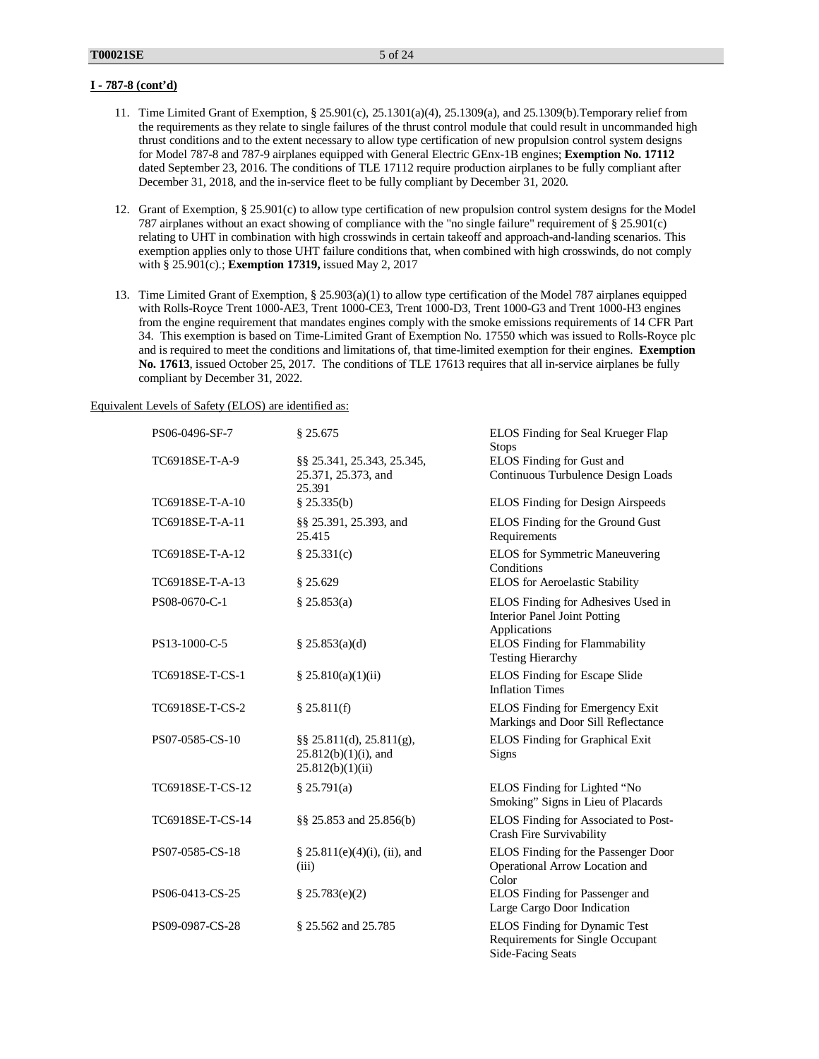**I - 787-8 (cont'd)**

11. Time Limited Grant of Exemption, § 25.901(c), 25.1301(a)(4), 25.1309(a), and 25.1309(b).Temporary relief from the requirements as they relate to single failures of the thrust control module that could result in uncommanded high thrust conditions and to the extent necessary to allow type certification of new propulsion control system designs for Model 787-8 and 787-9 airplanes equipped with General Electric GEnx-1B engines; **Exemption No. 17112** dated September 23, 2016. The conditions of TLE 17112 require production airplanes to be fully compliant after December 31, 2018, and the in-service fleet to be fully compliant by December 31, 2020.

12. Grant of Exemption, § 25.901(c) to allow type certification of new propulsion control system designs for the Model 787 airplanes without an exact showing of compliance with the "no single failure" requirement of § 25.901(c) relating to UHT in combination with high crosswinds in certain takeoff and approach-and-landing scenarios. This exemption applies only to those UHT failure conditions that, when combined with high crosswinds, do not comply with § 25.901(c).; **Exemption 17319,** issued May 2, 2017

13. Time Limited Grant of Exemption, § 25.903(a)(1) to allow type certification of the Model 787 airplanes equipped with Rolls-Royce Trent 1000-AE3, Trent 1000-CE3, Trent 1000-D3, Trent 1000-G3 and Trent 1000-H3 engines from the engine requirement that mandates engines comply with the smoke emissions requirements of 14 CFR Part 34. This exemption is based on Time-Limited Grant of Exemption No. 17550 which was issued to Rolls-Royce plc and is required to meet the conditions and limitations of, that time-limited exemption for their engines. **Exemption No. 17613**, issued October 25, 2017. The conditions of TLE 17613 requires that all in-service airplanes be fully compliant by December 31, 2022.

Equivalent Levels of Safety (ELOS) are identified as:

| | | |
|---|---|---|
| PS06-0496-SF-7 | § 25.675 | ELOS Finding for Seal Krueger Flap Stops |
| TC6918SE-T-A-9 | §§ 25.341, 25.343, 25.345, 25.371, 25.373, and 25.391 | ELOS Finding for Gust and Continuous Turbulence Design Loads |
| TC6918SE-T-A-10 | § 25.335(b) | ELOS Finding for Design Airspeeds |
| TC6918SE-T-A-11 | §§ 25.391, 25.393, and 25.415 | ELOS Finding for the Ground Gust Requirements |
| TC6918SE-T-A-12 | § 25.331(c) | ELOS for Symmetric Maneuvering Conditions |
| TC6918SE-T-A-13 | § 25.629 | ELOS for Aeroelastic Stability |
| PS08-0670-C-1 | § 25.853(a) | ELOS Finding for Adhesives Used in Interior Panel Joint Potting Applications |
| PS13-1000-C-5 | § 25.853(a)(d) | ELOS Finding for Flammability Testing Hierarchy |
| TC6918SE-T-CS-1 | § 25.810(a)(1)(ii) | ELOS Finding for Escape Slide Inflation Times |
| TC6918SE-T-CS-2 | § 25.811(f) | ELOS Finding for Emergency Exit Markings and Door Sill Reflectance |
| PS07-0585-CS-10 | §§ 25.811(d), 25.811(g), 25.812(b)(1)(i), and 25.812(b)(1)(ii) | ELOS Finding for Graphical Exit Signs |
| TC6918SE-T-CS-12 | § 25.791(a) | ELOS Finding for Lighted "No Smoking" Signs in Lieu of Placards |
| TC6918SE-T-CS-14 | §§ 25.853 and 25.856(b) | ELOS Finding for Associated to Post-Crash Fire Survivability |
| PS07-0585-CS-18 | § 25.811(e)(4)(i), (ii), and (iii) | ELOS Finding for the Passenger Door Operational Arrow Location and Color |
| PS06-0413-CS-25 | § 25.783(e)(2) | ELOS Finding for Passenger and Large Cargo Door Indication |
| PS09-0987-CS-28 | § 25.562 and 25.785 | ELOS Finding for Dynamic Test Requirements for Single Occupant Side-Facing Seats |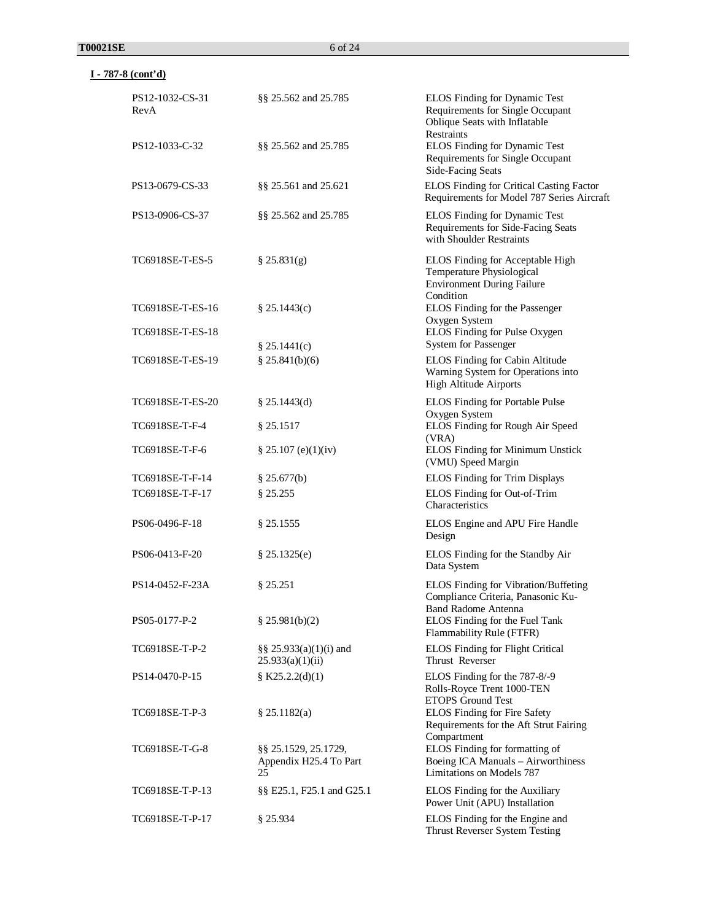**I - 787-8 (cont'd)**

| | | |
|---|---|---|
| PS12-1032-CS-31 RevA | §§ 25.562 and 25.785 | ELOS Finding for Dynamic Test Requirements for Single Occupant Oblique Seats with Inflatable Restraints |
| PS12-1033-C-32 | §§ 25.562 and 25.785 | ELOS Finding for Dynamic Test Requirements for Single Occupant Side-Facing Seats |
| PS13-0679-CS-33 | §§ 25.561 and 25.621 | ELOS Finding for Critical Casting Factor Requirements for Model 787 Series Aircraft |
| PS13-0906-CS-37 | §§ 25.562 and 25.785 | ELOS Finding for Dynamic Test Requirements for Side-Facing Seats with Shoulder Restraints |
| TC6918SE-T-ES-5 | § 25.831(g) | ELOS Finding for Acceptable High Temperature Physiological Environment During Failure Condition |
| TC6918SE-T-ES-16 | § 25.1443(c) | ELOS Finding for the Passenger Oxygen System |
| TC6918SE-T-ES-18 | § 25.1441(c) | ELOS Finding for Pulse Oxygen System for Passenger |
| TC6918SE-T-ES-19 | § 25.841(b)(6) | ELOS Finding for Cabin Altitude Warning System for Operations into High Altitude Airports |
| TC6918SE-T-ES-20 | § 25.1443(d) | ELOS Finding for Portable Pulse Oxygen System |
| TC6918SE-T-F-4 | § 25.1517 | ELOS Finding for Rough Air Speed (VRA) |
| TC6918SE-T-F-6 | § 25.107 (e)(1)(iv) | ELOS Finding for Minimum Unstick (VMU) Speed Margin |
| TC6918SE-T-F-14 | § 25.677(b) | ELOS Finding for Trim Displays |
| TC6918SE-T-F-17 | § 25.255 | ELOS Finding for Out-of-Trim Characteristics |
| PS06-0496-F-18 | § 25.1555 | ELOS Engine and APU Fire Handle Design |
| PS06-0413-F-20 | § 25.1325(e) | ELOS Finding for the Standby Air Data System |
| PS14-0452-F-23A | § 25.251 | ELOS Finding for Vibration/Buffeting Compliance Criteria, Panasonic Ku-Band Radome Antenna |
| PS05-0177-P-2 | § 25.981(b)(2) | ELOS Finding for the Fuel Tank Flammability Rule (FTFR) |
| TC6918SE-T-P-2 | §§ 25.933(a)(1)(i) and 25.933(a)(1)(ii) | ELOS Finding for Flight Critical Thrust Reverser |
| PS14-0470-P-15 | § K25.2.2(d)(1) | ELOS Finding for the 787-8/-9 Rolls-Royce Trent 1000-TEN ETOPS Ground Test |
| TC6918SE-T-P-3 | § 25.1182(a) | ELOS Finding for Fire Safety Requirements for the Aft Strut Fairing Compartment |
| TC6918SE-T-G-8 | §§ 25.1529, 25.1729, Appendix H25.4 To Part 25 | ELOS Finding for formatting of Boeing ICA Manuals – Airworthiness Limitations on Models 787 |
| TC6918SE-T-P-13 | §§ E25.1, F25.1 and G25.1 | ELOS Finding for the Auxiliary Power Unit (APU) Installation |
| TC6918SE-T-P-17 | § 25.934 | ELOS Finding for the Engine and Thrust Reverser System Testing |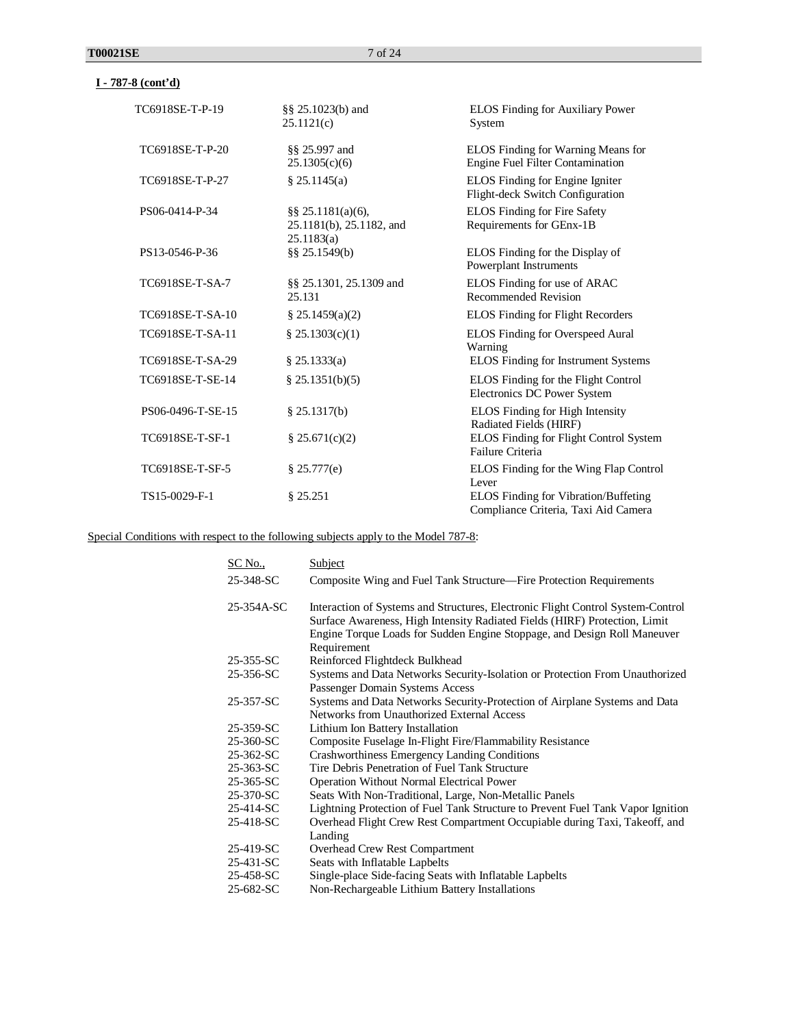**I - 787-8 (cont'd)**

| | | |
|---|---|---|
| TC6918SE-T-P-19 | §§ 25.1023(b) and 25.1121(c) | ELOS Finding for Auxiliary Power System |
| TC6918SE-T-P-20 | §§ 25.997 and 25.1305(c)(6) | ELOS Finding for Warning Means for Engine Fuel Filter Contamination |
| TC6918SE-T-P-27 | § 25.1145(a) | ELOS Finding for Engine Igniter Flight-deck Switch Configuration |
| PS06-0414-P-34 | §§ 25.1181(a)(6), 25.1181(b), 25.1182, and 25.1183(a) | ELOS Finding for Fire Safety Requirements for GEnx-1B |
| PS13-0546-P-36 | §§ 25.1549(b) | ELOS Finding for the Display of Powerplant Instruments |
| TC6918SE-T-SA-7 | §§ 25.1301, 25.1309 and 25.131 | ELOS Finding for use of ARAC Recommended Revision |
| TC6918SE-T-SA-10 | § 25.1459(a)(2) | ELOS Finding for Flight Recorders |
| TC6918SE-T-SA-11 | § 25.1303(c)(1) | ELOS Finding for Overspeed Aural Warning |
| TC6918SE-T-SA-29 | § 25.1333(a) | ELOS Finding for Instrument Systems |
| TC6918SE-T-SE-14 | § 25.1351(b)(5) | ELOS Finding for the Flight Control Electronics DC Power System |
| PS06-0496-T-SE-15 | § 25.1317(b) | ELOS Finding for High Intensity Radiated Fields (HIRF) |
| TC6918SE-T-SF-1 | § 25.671(c)(2) | ELOS Finding for Flight Control System Failure Criteria |
| TC6918SE-T-SF-5 | § 25.777(e) | ELOS Finding for the Wing Flap Control Lever |
| TS15-0029-F-1 | § 25.251 | ELOS Finding for Vibration/Buffeting Compliance Criteria, Taxi Aid Camera |

Special Conditions with respect to the following subjects apply to the Model 787-8:

| SC No., | Subject |
|---|---|
| 25-348-SC | Composite Wing and Fuel Tank Structure—Fire Protection Requirements |
| 25-354A-SC | Interaction of Systems and Structures, Electronic Flight Control System-Control Surface Awareness, High Intensity Radiated Fields (HIRF) Protection, Limit Engine Torque Loads for Sudden Engine Stoppage, and Design Roll Maneuver Requirement |
| 25-355-SC | Reinforced Flightdeck Bulkhead |
| 25-356-SC | Systems and Data Networks Security-Isolation or Protection From Unauthorized Passenger Domain Systems Access |
| 25-357-SC | Systems and Data Networks Security-Protection of Airplane Systems and Data Networks from Unauthorized External Access |
| 25-359-SC | Lithium Ion Battery Installation |
| 25-360-SC | Composite Fuselage In-Flight Fire/Flammability Resistance |
| 25-362-SC | Crashworthiness Emergency Landing Conditions |
| 25-363-SC | Tire Debris Penetration of Fuel Tank Structure |
| 25-365-SC | Operation Without Normal Electrical Power |
| 25-370-SC | Seats With Non-Traditional, Large, Non-Metallic Panels |
| 25-414-SC | Lightning Protection of Fuel Tank Structure to Prevent Fuel Tank Vapor Ignition |
| 25-418-SC | Overhead Flight Crew Rest Compartment Occupiable during Taxi, Takeoff, and Landing |
| 25-419-SC | Overhead Crew Rest Compartment |
| 25-431-SC | Seats with Inflatable Lapbelts |
| 25-458-SC | Single-place Side-facing Seats with Inflatable Lapbelts |
| 25-682-SC | Non-Rechargeable Lithium Battery Installations |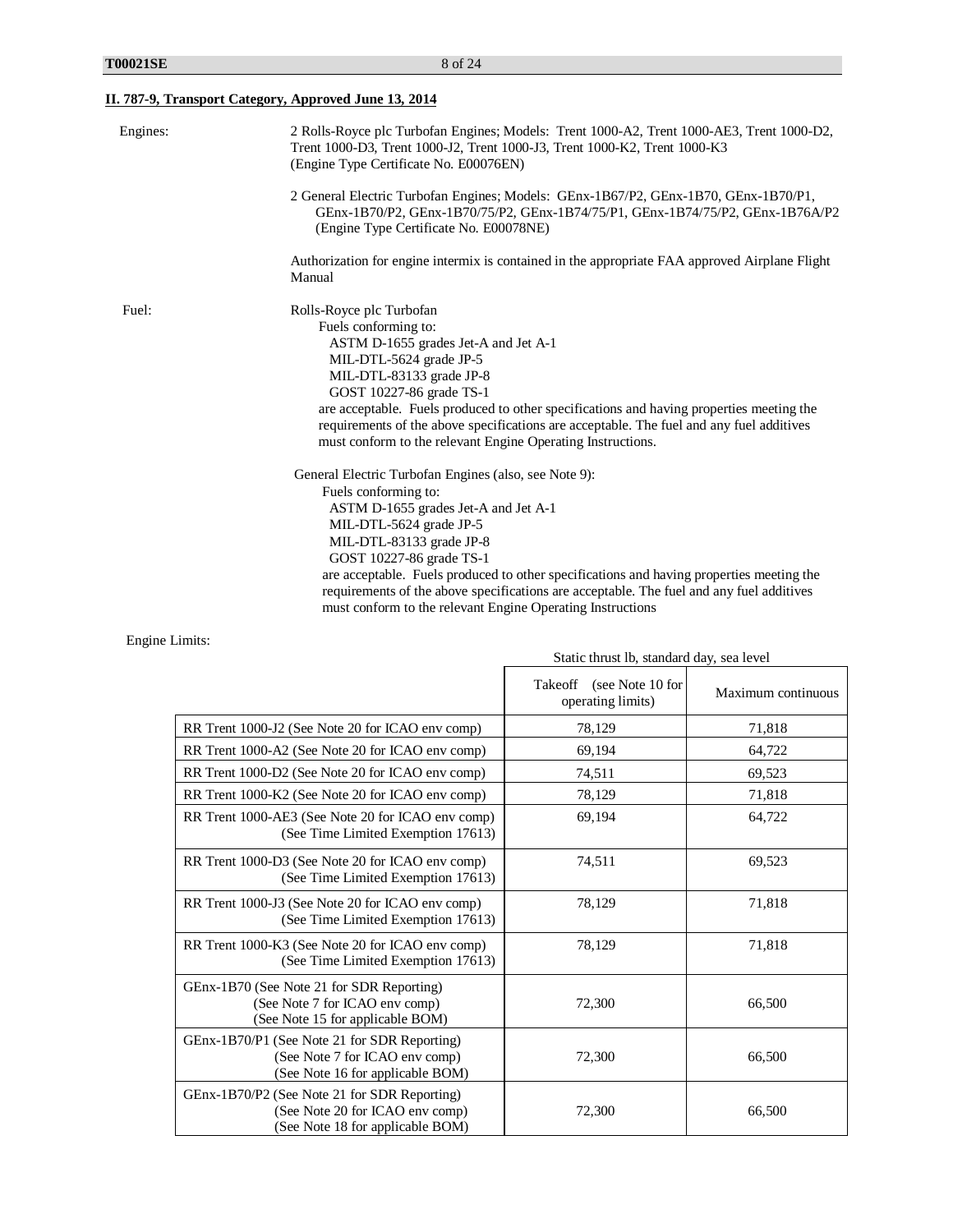## II. 787-9, Transport Category, Approved June 13, 2014

**Engines:**

2 Rolls-Royce plc Turbofan Engines; Models: Trent 1000-A2, Trent 1000-AE3, Trent 1000-D2, Trent 1000-D3, Trent 1000-J2, Trent 1000-J3, Trent 1000-K2, Trent 1000-K3
(Engine Type Certificate No. E00076EN)

2 General Electric Turbofan Engines; Models: GEnx-1B67/P2, GEnx-1B70, GEnx-1B70/P1, GEnx-1B70/P2, GEnx-1B70/75/P2, GEnx-1B74/75/P1, GEnx-1B74/75/P2, GEnx-1B76A/P2
(Engine Type Certificate No. E00078NE)

Authorization for engine intermix is contained in the appropriate FAA approved Airplane Flight Manual

**Fuel:**

Rolls-Royce plc Turbofan
Fuels conforming to:
- ASTM D-1655 grades Jet-A and Jet A-1
- MIL-DTL-5624 grade JP-5
- MIL-DTL-83133 grade JP-8
- GOST 10227-86 grade TS-1

are acceptable. Fuels produced to other specifications and having properties meeting the requirements of the above specifications are acceptable. The fuel and any fuel additives must conform to the relevant Engine Operating Instructions.

General Electric Turbofan Engines (also, see Note 9):
Fuels conforming to:
- ASTM D-1655 grades Jet-A and Jet A-1
- MIL-DTL-5624 grade JP-5
- MIL-DTL-83133 grade JP-8
- GOST 10227-86 grade TS-1

are acceptable. Fuels produced to other specifications and having properties meeting the requirements of the above specifications are acceptable. The fuel and any fuel additives must conform to the relevant Engine Operating Instructions

**Engine Limits:**

| | Static thrust lb, standard day, sea level | |
|---|---|---|
| | Takeoff (see Note 10 for operating limits) | Maximum continuous |
| RR Trent 1000-J2 (See Note 20 for ICAO env comp) | 78,129 | 71,818 |
| RR Trent 1000-A2 (See Note 20 for ICAO env comp) | 69,194 | 64,722 |
| RR Trent 1000-D2 (See Note 20 for ICAO env comp) | 74,511 | 69,523 |
| RR Trent 1000-K2 (See Note 20 for ICAO env comp) | 78,129 | 71,818 |
| RR Trent 1000-AE3 (See Note 20 for ICAO env comp) (See Time Limited Exemption 17613) | 69,194 | 64,722 |
| RR Trent 1000-D3 (See Note 20 for ICAO env comp) (See Time Limited Exemption 17613) | 74,511 | 69,523 |
| RR Trent 1000-J3 (See Note 20 for ICAO env comp) (See Time Limited Exemption 17613) | 78,129 | 71,818 |
| RR Trent 1000-K3 (See Note 20 for ICAO env comp) (See Time Limited Exemption 17613) | 78,129 | 71,818 |
| GEnx-1B70 (See Note 21 for SDR Reporting) (See Note 7 for ICAO env comp) (See Note 15 for applicable BOM) | 72,300 | 66,500 |
| GEnx-1B70/P1 (See Note 21 for SDR Reporting) (See Note 7 for ICAO env comp) (See Note 16 for applicable BOM) | 72,300 | 66,500 |
| GEnx-1B70/P2 (See Note 21 for SDR Reporting) (See Note 20 for ICAO env comp) (See Note 18 for applicable BOM) | 72,300 | 66,500 |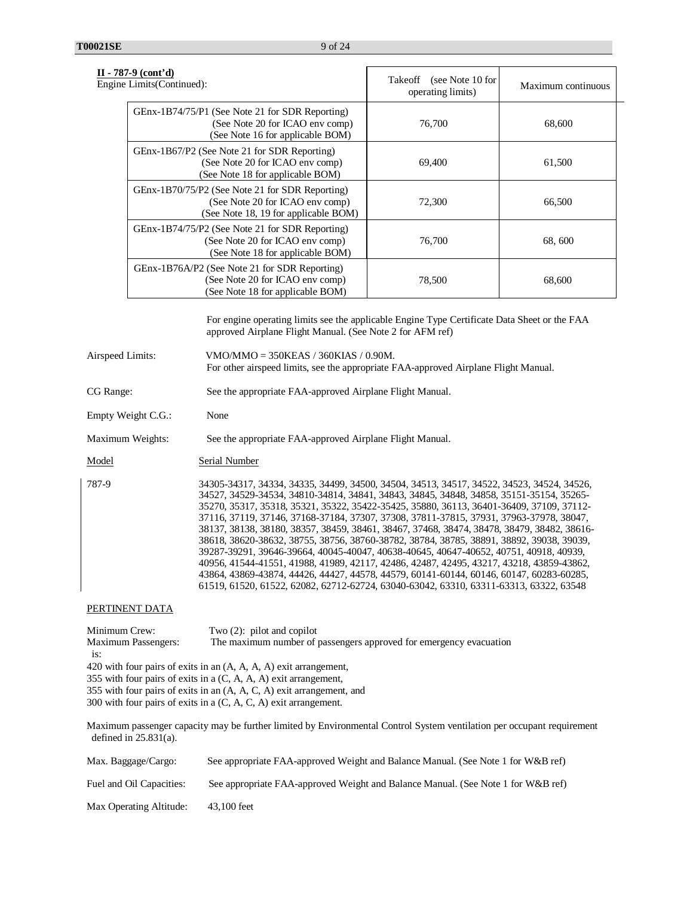**II - 787-9 (cont'd)**

Engine Limits(Continued):

| | Takeoff (see Note 10 for operating limits) | Maximum continuous |
|---|---|---|
| GEnx-1B74/75/P1 (See Note 21 for SDR Reporting) (See Note 20 for ICAO env comp) (See Note 16 for applicable BOM) | 76,700 | 68,600 |
| GEnx-1B67/P2 (See Note 21 for SDR Reporting) (See Note 20 for ICAO env comp) (See Note 18 for applicable BOM) | 69,400 | 61,500 |
| GEnx-1B70/75/P2 (See Note 21 for SDR Reporting) (See Note 20 for ICAO env comp) (See Note 18, 19 for applicable BOM) | 72,300 | 66,500 |
| GEnx-1B74/75/P2 (See Note 21 for SDR Reporting) (See Note 20 for ICAO env comp) (See Note 18 for applicable BOM) | 76,700 | 68, 600 |
| GEnx-1B76A/P2 (See Note 21 for SDR Reporting) (See Note 20 for ICAO env comp) (See Note 18 for applicable BOM) | 78,500 | 68,600 |

For engine operating limits see the applicable Engine Type Certificate Data Sheet or the FAA approved Airplane Flight Manual. (See Note 2 for AFM ref)

Airspeed Limits: VMO/MMO = 350KEAS / 360KIAS / 0.90M.
For other airspeed limits, see the appropriate FAA-approved Airplane Flight Manual.

CG Range: See the appropriate FAA-approved Airplane Flight Manual.

Empty Weight C.G.: None

Maximum Weights: See the appropriate FAA-approved Airplane Flight Manual.

| Model | Serial Number |
|---|---|
| 787-9 | 34305-34317, 34334, 34335, 34499, 34500, 34504, 34513, 34517, 34522, 34523, 34524, 34526, 34527, 34529-34534, 34810-34814, 34841, 34843, 34845, 34848, 34858, 35151-35154, 35265-35270, 35317, 35318, 35321, 35322, 35422-35425, 35880, 36113, 36401-36409, 37109, 37112-37116, 37119, 37146, 37168-37184, 37307, 37308, 37811-37815, 37931, 37963-37978, 38047, 38137, 38138, 38180, 38357, 38459, 38461, 38467, 37468, 38474, 38478, 38479, 38482, 38616-38618, 38620-38632, 38755, 38756, 38760-38782, 38784, 38785, 38891, 38892, 39038, 39039, 39287-39291, 39646-39664, 40045-40047, 40638-40645, 40647-40652, 40751, 40918, 40939, 40956, 41544-41551, 41988, 41989, 42117, 42486, 42487, 42495, 43217, 43218, 43859-43862, 43864, 43869-43874, 44426, 44427, 44578, 44579, 60141-60144, 60146, 60147, 60283-60285, 61519, 61520, 61522, 62082, 62712-62724, 63040-63042, 63310, 63311-63313, 63322, 63548 |

PERTINENT DATA

Minimum Crew: Two (2): pilot and copilot

Maximum Passengers: The maximum number of passengers approved for emergency evacuation is:

420 with four pairs of exits in an (A, A, A, A) exit arrangement,
355 with four pairs of exits in a (C, A, A, A) exit arrangement,
355 with four pairs of exits in an (A, A, C, A) exit arrangement, and
300 with four pairs of exits in a (C, A, C, A) exit arrangement.

Maximum passenger capacity may be further limited by Environmental Control System ventilation per occupant requirement defined in 25.831(a).

Max. Baggage/Cargo: See appropriate FAA-approved Weight and Balance Manual. (See Note 1 for W&B ref)

Fuel and Oil Capacities: See appropriate FAA-approved Weight and Balance Manual. (See Note 1 for W&B ref)

Max Operating Altitude: 43,100 feet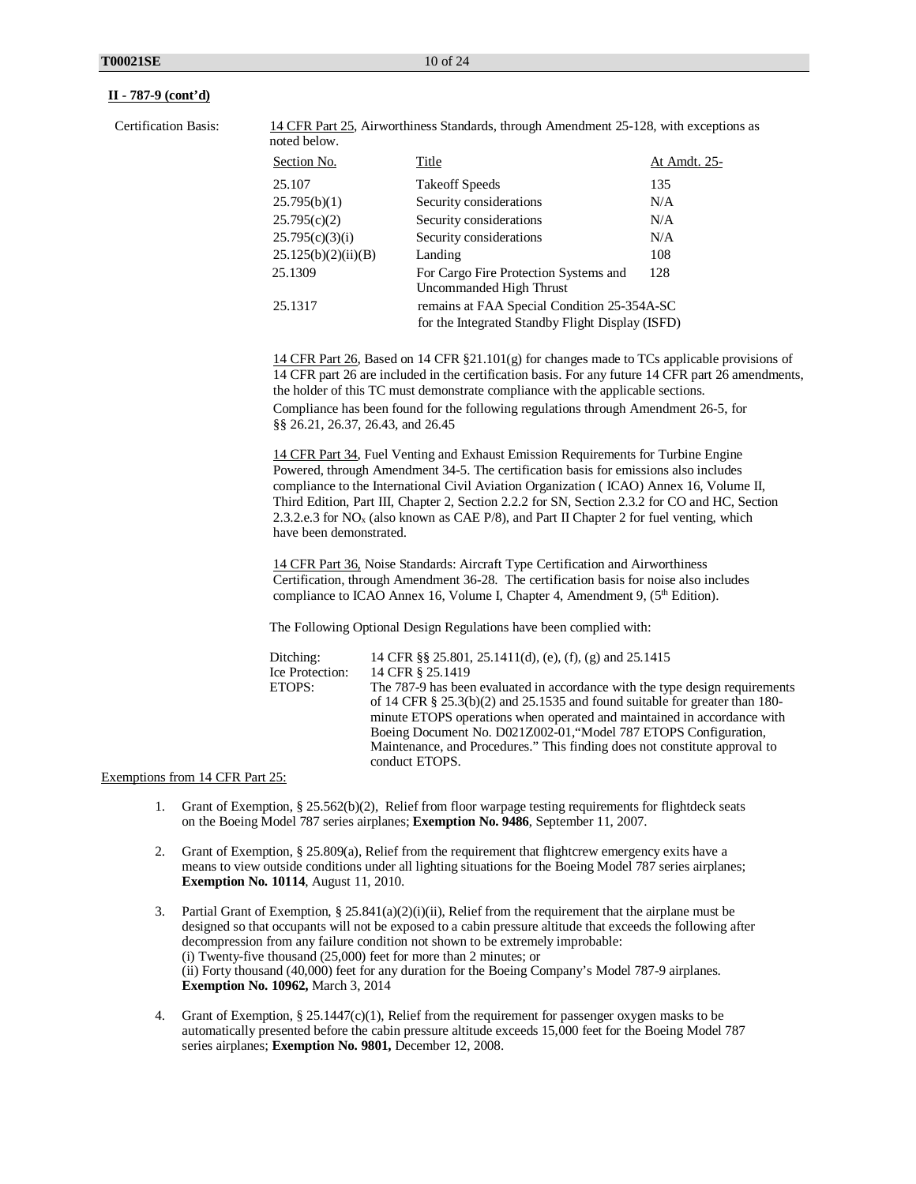**II - 787-9 (cont'd)**

Certification Basis:

14 CFR Part 25, Airworthiness Standards, through Amendment 25-128, with exceptions as noted below.

| Section No. | Title | At Amdt. 25- |
|---|---|---|
| 25.107 | Takeoff Speeds | 135 |
| 25.795(b)(1) | Security considerations | N/A |
| 25.795(c)(2) | Security considerations | N/A |
| 25.795(c)(3)(i) | Security considerations | N/A |
| 25.125(b)(2)(ii)(B) | Landing | 108 |
| 25.1309 | For Cargo Fire Protection Systems and Uncommanded High Thrust | 128 |
| 25.1317 | remains at FAA Special Condition 25-354A-SC for the Integrated Standby Flight Display (ISFD) | |

14 CFR Part 26, Based on 14 CFR §21.101(g) for changes made to TCs applicable provisions of 14 CFR part 26 are included in the certification basis. For any future 14 CFR part 26 amendments, the holder of this TC must demonstrate compliance with the applicable sections. Compliance has been found for the following regulations through Amendment 26-5, for §§ 26.21, 26.37, 26.43, and 26.45

14 CFR Part 34, Fuel Venting and Exhaust Emission Requirements for Turbine Engine Powered, through Amendment 34-5. The certification basis for emissions also includes compliance to the International Civil Aviation Organization ( ICAO) Annex 16, Volume II, Third Edition, Part III, Chapter 2, Section 2.2.2 for SN, Section 2.3.2 for CO and HC, Section 2.3.2.e.3 for $NO_x$ (also known as CAE P/8), and Part II Chapter 2 for fuel venting, which have been demonstrated.

14 CFR Part 36, Noise Standards: Aircraft Type Certification and Airworthiness Certification, through Amendment 36-28. The certification basis for noise also includes compliance to ICAO Annex 16, Volume I, Chapter 4, Amendment 9, (5th Edition).

The Following Optional Design Regulations have been complied with:

Ditching: 14 CFR §§ 25.801, 25.1411(d), (e), (f), (g) and 25.1415

Ice Protection: 14 CFR § 25.1419

ETOPS: The 787-9 has been evaluated in accordance with the type design requirements of 14 CFR § 25.3(b)(2) and 25.1535 and found suitable for greater than 180-minute ETOPS operations when operated and maintained in accordance with Boeing Document No. D021Z002-01,"Model 787 ETOPS Configuration, Maintenance, and Procedures." This finding does not constitute approval to conduct ETOPS.

Exemptions from 14 CFR Part 25:

1. Grant of Exemption, § 25.562(b)(2), Relief from floor warpage testing requirements for flightdeck seats on the Boeing Model 787 series airplanes; **Exemption No. 9486**, September 11, 2007.

2. Grant of Exemption, § 25.809(a), Relief from the requirement that flightcrew emergency exits have a means to view outside conditions under all lighting situations for the Boeing Model 787 series airplanes; **Exemption No. 10114**, August 11, 2010.

3. Partial Grant of Exemption, § 25.841(a)(2)(i)(ii), Relief from the requirement that the airplane must be designed so that occupants will not be exposed to a cabin pressure altitude that exceeds the following after decompression from any failure condition not shown to be extremely improbable:
   (i) Twenty-five thousand (25,000) feet for more than 2 minutes; or
   (ii) Forty thousand (40,000) feet for any duration for the Boeing Company's Model 787-9 airplanes.
   **Exemption No. 10962,** March 3, 2014

4. Grant of Exemption, § 25.1447(c)(1), Relief from the requirement for passenger oxygen masks to be automatically presented before the cabin pressure altitude exceeds 15,000 feet for the Boeing Model 787 series airplanes; **Exemption No. 9801,** December 12, 2008.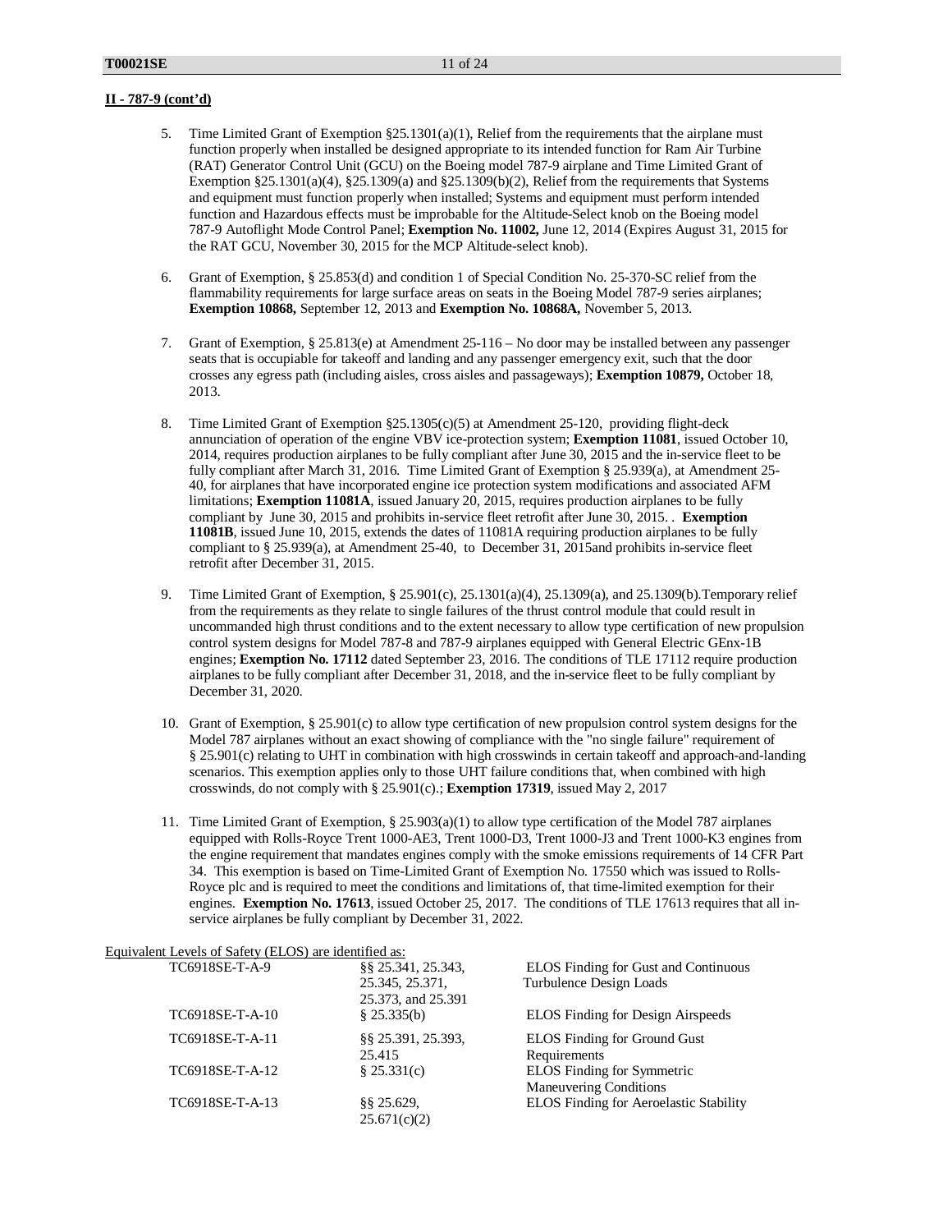**II - 787-9 (cont'd)**

5. Time Limited Grant of Exemption §25.1301(a)(1), Relief from the requirements that the airplane must function properly when installed be designed appropriate to its intended function for Ram Air Turbine (RAT) Generator Control Unit (GCU) on the Boeing model 787-9 airplane and Time Limited Grant of Exemption §25.1301(a)(4), §25.1309(a) and §25.1309(b)(2), Relief from the requirements that Systems and equipment must function properly when installed; Systems and equipment must perform intended function and Hazardous effects must be improbable for the Altitude-Select knob on the Boeing model 787-9 Autoflight Mode Control Panel; **Exemption No. 11002,** June 12, 2014 (Expires August 31, 2015 for the RAT GCU, November 30, 2015 for the MCP Altitude-select knob).

6. Grant of Exemption, § 25.853(d) and condition 1 of Special Condition No. 25-370-SC relief from the flammability requirements for large surface areas on seats in the Boeing Model 787-9 series airplanes; **Exemption 10868,** September 12, 2013 and **Exemption No. 10868A,** November 5, 2013.

7. Grant of Exemption, § 25.813(e) at Amendment 25-116 – No door may be installed between any passenger seats that is occupiable for takeoff and landing and any passenger emergency exit, such that the door crosses any egress path (including aisles, cross aisles and passageways); **Exemption 10879,** October 18, 2013.

8. Time Limited Grant of Exemption §25.1305(c)(5) at Amendment 25-120, providing flight-deck annunciation of operation of the engine VBV ice-protection system; **Exemption 11081**, issued October 10, 2014, requires production airplanes to be fully compliant after June 30, 2015 and the in-service fleet to be fully compliant after March 31, 2016. Time Limited Grant of Exemption § 25.939(a), at Amendment 25-40, for airplanes that have incorporated engine ice protection system modifications and associated AFM limitations; **Exemption 11081A**, issued January 20, 2015, requires production airplanes to be fully compliant by June 30, 2015 and prohibits in-service fleet retrofit after June 30, 2015. . **Exemption 11081B**, issued June 10, 2015, extends the dates of 11081A requiring production airplanes to be fully compliant to § 25.939(a), at Amendment 25-40, to December 31, 2015and prohibits in-service fleet retrofit after December 31, 2015.

9. Time Limited Grant of Exemption, § 25.901(c), 25.1301(a)(4), 25.1309(a), and 25.1309(b).Temporary relief from the requirements as they relate to single failures of the thrust control module that could result in uncommanded high thrust conditions and to the extent necessary to allow type certification of new propulsion control system designs for Model 787-8 and 787-9 airplanes equipped with General Electric GEnx-1B engines; **Exemption No. 17112** dated September 23, 2016. The conditions of TLE 17112 require production airplanes to be fully compliant after December 31, 2018, and the in-service fleet to be fully compliant by December 31, 2020.

10. Grant of Exemption, § 25.901(c) to allow type certification of new propulsion control system designs for the Model 787 airplanes without an exact showing of compliance with the "no single failure" requirement of § 25.901(c) relating to UHT in combination with high crosswinds in certain takeoff and approach-and-landing scenarios. This exemption applies only to those UHT failure conditions that, when combined with high crosswinds, do not comply with § 25.901(c).; **Exemption 17319**, issued May 2, 2017

11. Time Limited Grant of Exemption, § 25.903(a)(1) to allow type certification of the Model 787 airplanes equipped with Rolls-Royce Trent 1000-AE3, Trent 1000-D3, Trent 1000-J3 and Trent 1000-K3 engines from the engine requirement that mandates engines comply with the smoke emissions requirements of 14 CFR Part 34. This exemption is based on Time-Limited Grant of Exemption No. 17550 which was issued to Rolls-Royce plc and is required to meet the conditions and limitations of, that time-limited exemption for their engines. **Exemption No. 17613**, issued October 25, 2017. The conditions of TLE 17613 requires that all in-service airplanes be fully compliant by December 31, 2022.

Equivalent Levels of Safety (ELOS) are identified as:

| | | |
|---|---|---|
| TC6918SE-T-A-9 | §§ 25.341, 25.343, 25.345, 25.371, 25.373, and 25.391 | ELOS Finding for Gust and Continuous Turbulence Design Loads |
| TC6918SE-T-A-10 | § 25.335(b) | ELOS Finding for Design Airspeeds |
| TC6918SE-T-A-11 | §§ 25.391, 25.393, 25.415 | ELOS Finding for Ground Gust Requirements |
| TC6918SE-T-A-12 | § 25.331(c) | ELOS Finding for Symmetric Maneuvering Conditions |
| TC6918SE-T-A-13 | §§ 25.629, 25.671(c)(2) | ELOS Finding for Aeroelastic Stability |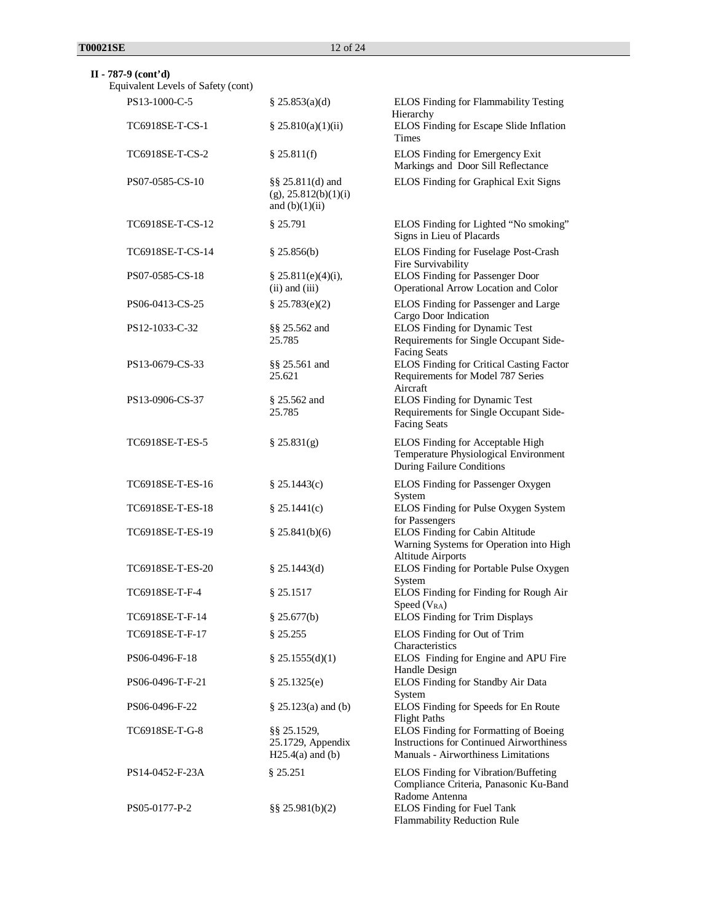**II - 787-9 (cont'd)**

Equivalent Levels of Safety (cont)

| | | |
|---|---|---|
| PS13-1000-C-5 | § 25.853(a)(d) | ELOS Finding for Flammability Testing Hierarchy |
| TC6918SE-T-CS-1 | § 25.810(a)(1)(ii) | ELOS Finding for Escape Slide Inflation Times |
| TC6918SE-T-CS-2 | § 25.811(f) | ELOS Finding for Emergency Exit Markings and Door Sill Reflectance |
| PS07-0585-CS-10 | §§ 25.811(d) and (g), 25.812(b)(1)(i) and (b)(1)(ii) | ELOS Finding for Graphical Exit Signs |
| TC6918SE-T-CS-12 | § 25.791 | ELOS Finding for Lighted "No smoking" Signs in Lieu of Placards |
| TC6918SE-T-CS-14 | § 25.856(b) | ELOS Finding for Fuselage Post-Crash Fire Survivability |
| PS07-0585-CS-18 | § 25.811(e)(4)(i), (ii) and (iii) | ELOS Finding for Passenger Door Operational Arrow Location and Color |
| PS06-0413-CS-25 | § 25.783(e)(2) | ELOS Finding for Passenger and Large Cargo Door Indication |
| PS12-1033-C-32 | §§ 25.562 and 25.785 | ELOS Finding for Dynamic Test Requirements for Single Occupant Side-Facing Seats |
| PS13-0679-CS-33 | §§ 25.561 and 25.621 | ELOS Finding for Critical Casting Factor Requirements for Model 787 Series Aircraft |
| PS13-0906-CS-37 | § 25.562 and 25.785 | ELOS Finding for Dynamic Test Requirements for Single Occupant Side-Facing Seats |
| TC6918SE-T-ES-5 | § 25.831(g) | ELOS Finding for Acceptable High Temperature Physiological Environment During Failure Conditions |
| TC6918SE-T-ES-16 | § 25.1443(c) | ELOS Finding for Passenger Oxygen System |
| TC6918SE-T-ES-18 | § 25.1441(c) | ELOS Finding for Pulse Oxygen System for Passengers |
| TC6918SE-T-ES-19 | § 25.841(b)(6) | ELOS Finding for Cabin Altitude Warning Systems for Operation into High Altitude Airports |
| TC6918SE-T-ES-20 | § 25.1443(d) | ELOS Finding for Portable Pulse Oxygen System |
| TC6918SE-T-F-4 | § 25.1517 | ELOS Finding for Finding for Rough Air Speed ($V_{RA}$) |
| TC6918SE-T-F-14 | § 25.677(b) | ELOS Finding for Trim Displays |
| TC6918SE-T-F-17 | § 25.255 | ELOS Finding for Out of Trim Characteristics |
| PS06-0496-F-18 | § 25.1555(d)(1) | ELOS Finding for Engine and APU Fire Handle Design |
| PS06-0496-T-F-21 | § 25.1325(e) | ELOS Finding for Standby Air Data System |
| PS06-0496-F-22 | § 25.123(a) and (b) | ELOS Finding for Speeds for En Route Flight Paths |
| TC6918SE-T-G-8 | §§ 25.1529, 25.1729, Appendix H25.4(a) and (b) | ELOS Finding for Formatting of Boeing Instructions for Continued Airworthiness Manuals - Airworthiness Limitations |
| PS14-0452-F-23A | § 25.251 | ELOS Finding for Vibration/Buffeting Compliance Criteria, Panasonic Ku-Band Radome Antenna |
| PS05-0177-P-2 | §§ 25.981(b)(2) | ELOS Finding for Fuel Tank Flammability Reduction Rule |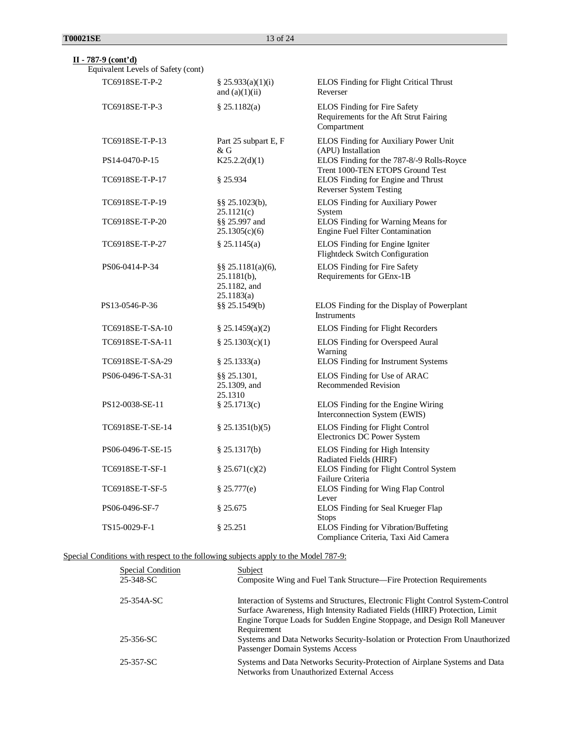**II - 787-9 (cont'd)**

Equivalent Levels of Safety (cont)

| | | |
|---|---|---|
| TC6918SE-T-P-2 | § 25.933(a)(1)(i) and (a)(1)(ii) | ELOS Finding for Flight Critical Thrust Reverser |
| TC6918SE-T-P-3 | § 25.1182(a) | ELOS Finding for Fire Safety Requirements for the Aft Strut Fairing Compartment |
| TC6918SE-T-P-13 | Part 25 subpart E, F & G | ELOS Finding for Auxiliary Power Unit (APU) Installation |
| PS14-0470-P-15 | K25.2.2(d)(1) | ELOS Finding for the 787-8/-9 Rolls-Royce Trent 1000-TEN ETOPS Ground Test |
| TC6918SE-T-P-17 | § 25.934 | ELOS Finding for Engine and Thrust Reverser System Testing |
| TC6918SE-T-P-19 | §§ 25.1023(b), 25.1121(c) | ELOS Finding for Auxiliary Power System |
| TC6918SE-T-P-20 | §§ 25.997 and 25.1305(c)(6) | ELOS Finding for Warning Means for Engine Fuel Filter Contamination |
| TC6918SE-T-P-27 | § 25.1145(a) | ELOS Finding for Engine Igniter Flightdeck Switch Configuration |
| PS06-0414-P-34 | §§ 25.1181(a)(6), 25.1181(b), 25.1182, and 25.1183(a) | ELOS Finding for Fire Safety Requirements for GEnx-1B |
| PS13-0546-P-36 | §§ 25.1549(b) | ELOS Finding for the Display of Powerplant Instruments |
| TC6918SE-T-SA-10 | § 25.1459(a)(2) | ELOS Finding for Flight Recorders |
| TC6918SE-T-SA-11 | § 25.1303(c)(1) | ELOS Finding for Overspeed Aural Warning |
| TC6918SE-T-SA-29 | § 25.1333(a) | ELOS Finding for Instrument Systems |
| PS06-0496-T-SA-31 | §§ 25.1301, 25.1309, and 25.1310 | ELOS Finding for Use of ARAC Recommended Revision |
| PS12-0038-SE-11 | § 25.1713(c) | ELOS Finding for the Engine Wiring Interconnection System (EWIS) |
| TC6918SE-T-SE-14 | § 25.1351(b)(5) | ELOS Finding for Flight Control Electronics DC Power System |
| PS06-0496-T-SE-15 | § 25.1317(b) | ELOS Finding for High Intensity Radiated Fields (HIRF) |
| TC6918SE-T-SF-1 | § 25.671(c)(2) | ELOS Finding for Flight Control System Failure Criteria |
| TC6918SE-T-SF-5 | § 25.777(e) | ELOS Finding for Wing Flap Control Lever |
| PS06-0496-SF-7 | § 25.675 | ELOS Finding for Seal Krueger Flap Stops |
| TS15-0029-F-1 | § 25.251 | ELOS Finding for Vibration/Buffeting Compliance Criteria, Taxi Aid Camera |

Special Conditions with respect to the following subjects apply to the Model 787-9:

| Special Condition | Subject |
|---|---|
| 25-348-SC | Composite Wing and Fuel Tank Structure—Fire Protection Requirements |
| 25-354A-SC | Interaction of Systems and Structures, Electronic Flight Control System-Control Surface Awareness, High Intensity Radiated Fields (HIRF) Protection, Limit Engine Torque Loads for Sudden Engine Stoppage, and Design Roll Maneuver Requirement |
| 25-356-SC | Systems and Data Networks Security-Isolation or Protection From Unauthorized Passenger Domain Systems Access |
| 25-357-SC | Systems and Data Networks Security-Protection of Airplane Systems and Data Networks from Unauthorized External Access |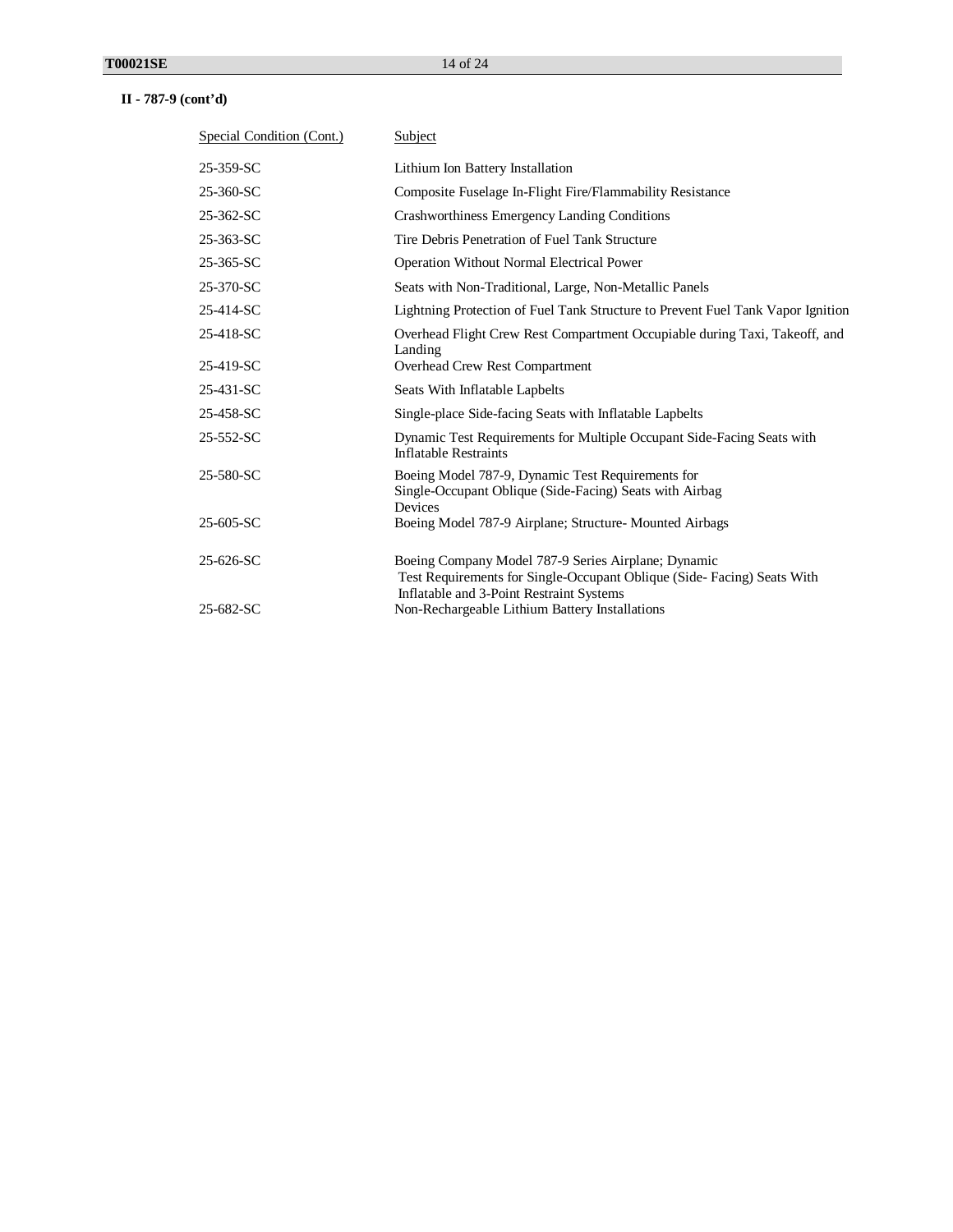**II - 787-9 (cont'd)**

| Special Condition (Cont.) | Subject |
|---|---|
| 25-359-SC | Lithium Ion Battery Installation |
| 25-360-SC | Composite Fuselage In-Flight Fire/Flammability Resistance |
| 25-362-SC | Crashworthiness Emergency Landing Conditions |
| 25-363-SC | Tire Debris Penetration of Fuel Tank Structure |
| 25-365-SC | Operation Without Normal Electrical Power |
| 25-370-SC | Seats with Non-Traditional, Large, Non-Metallic Panels |
| 25-414-SC | Lightning Protection of Fuel Tank Structure to Prevent Fuel Tank Vapor Ignition |
| 25-418-SC | Overhead Flight Crew Rest Compartment Occupiable during Taxi, Takeoff, and Landing |
| 25-419-SC | Overhead Crew Rest Compartment |
| 25-431-SC | Seats With Inflatable Lapbelts |
| 25-458-SC | Single-place Side-facing Seats with Inflatable Lapbelts |
| 25-552-SC | Dynamic Test Requirements for Multiple Occupant Side-Facing Seats with Inflatable Restraints |
| 25-580-SC | Boeing Model 787-9, Dynamic Test Requirements for Single-Occupant Oblique (Side-Facing) Seats with Airbag Devices |
| 25-605-SC | Boeing Model 787-9 Airplane; Structure- Mounted Airbags |
| 25-626-SC | Boeing Company Model 787-9 Series Airplane; Dynamic Test Requirements for Single-Occupant Oblique (Side- Facing) Seats With Inflatable and 3-Point Restraint Systems |
| 25-682-SC | Non-Rechargeable Lithium Battery Installations |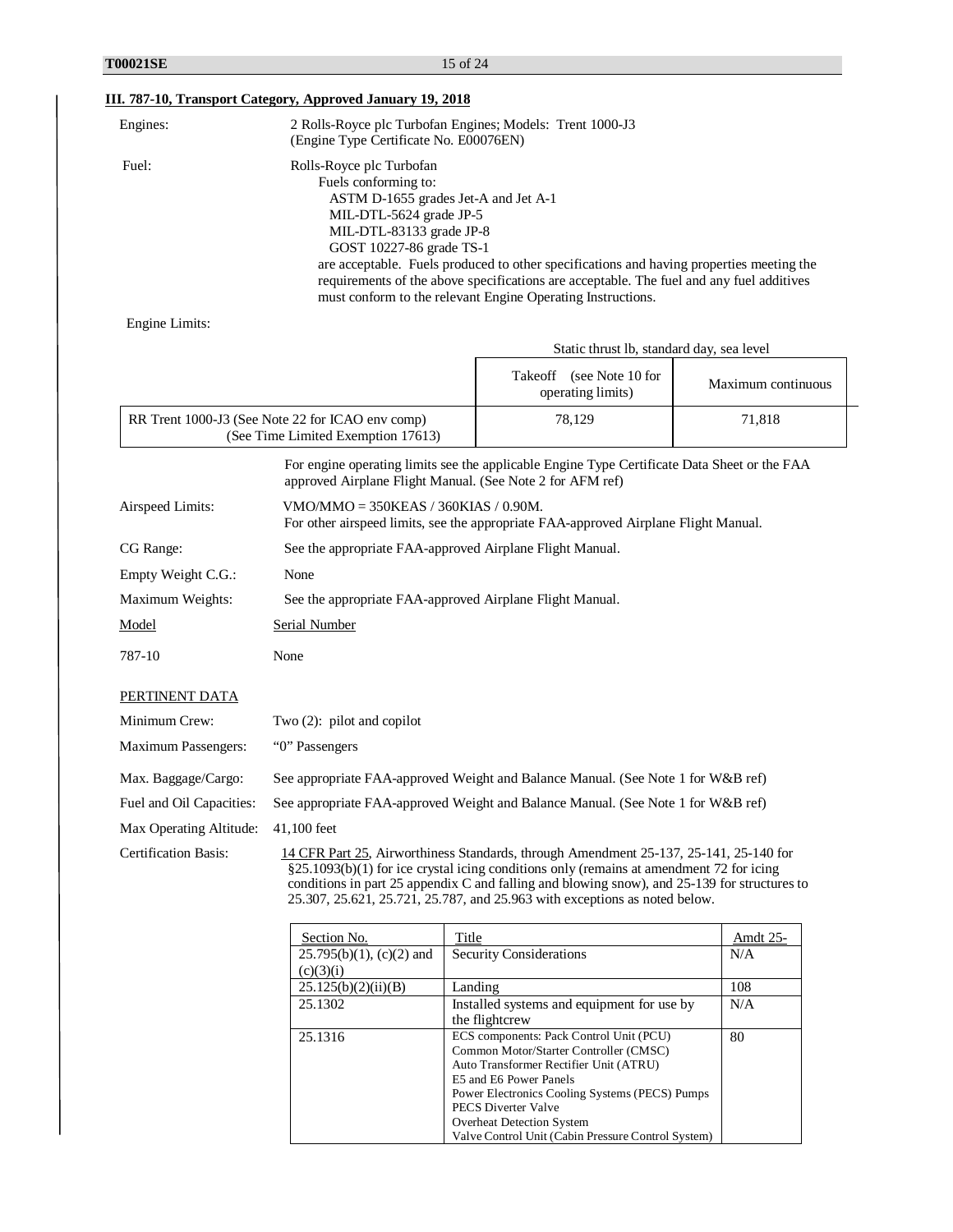### III. 787-10, Transport Category, Approved January 19, 2018

Engines: 2 Rolls-Royce plc Turbofan Engines; Models: Trent 1000-J3 (Engine Type Certificate No. E00076EN)

Fuel: Rolls-Royce plc Turbofan
Fuels conforming to:
ASTM D-1655 grades Jet-A and Jet A-1
MIL-DTL-5624 grade JP-5
MIL-DTL-83133 grade JP-8
GOST 10227-86 grade TS-1
are acceptable. Fuels produced to other specifications and having properties meeting the requirements of the above specifications are acceptable. The fuel and any fuel additives must conform to the relevant Engine Operating Instructions.

Engine Limits:

| | Static thrust lb, standard day, sea level | |
|---|---|---|
| | Takeoff (see Note 10 for operating limits) | Maximum continuous |
| RR Trent 1000-J3 (See Note 22 for ICAO env comp) (See Time Limited Exemption 17613) | 78,129 | 71,818 |

For engine operating limits see the applicable Engine Type Certificate Data Sheet or the FAA approved Airplane Flight Manual. (See Note 2 for AFM ref)

Airspeed Limits: VMO/MMO = 350KEAS / 360KIAS / 0.90M.
For other airspeed limits, see the appropriate FAA-approved Airplane Flight Manual.

CG Range: See the appropriate FAA-approved Airplane Flight Manual.

Empty Weight C.G.: None

Maximum Weights: See the appropriate FAA-approved Airplane Flight Manual.

| Model | Serial Number |
|---|---|
| 787-10 | None |

PERTINENT DATA

Minimum Crew: Two (2): pilot and copilot

Maximum Passengers: "0" Passengers

Max. Baggage/Cargo: See appropriate FAA-approved Weight and Balance Manual. (See Note 1 for W&B ref)

Fuel and Oil Capacities: See appropriate FAA-approved Weight and Balance Manual. (See Note 1 for W&B ref)

Max Operating Altitude: 41,100 feet

Certification Basis: 14 CFR Part 25, Airworthiness Standards, through Amendment 25-137, 25-141, 25-140 for §25.1093(b)(1) for ice crystal icing conditions only (remains at amendment 72 for icing conditions in part 25 appendix C and falling and blowing snow), and 25-139 for structures to 25.307, 25.621, 25.721, 25.787, and 25.963 with exceptions as noted below.

| Section No. | Title | Amdt 25- |
|---|---|---|
| 25.795(b)(1), (c)(2) and (c)(3)(i) | Security Considerations | N/A |
| 25.125(b)(2)(ii)(B) | Landing | 108 |
| 25.1302 | Installed systems and equipment for use by the flightcrew | N/A |
| 25.1316 | ECS components: Pack Control Unit (PCU)<br>Common Motor/Starter Controller (CMSC)<br>Auto Transformer Rectifier Unit (ATRU)<br>E5 and E6 Power Panels<br>Power Electronics Cooling Systems (PECS) Pumps<br>PECS Diverter Valve<br>Overheat Detection System<br>Valve Control Unit (Cabin Pressure Control System) | 80 |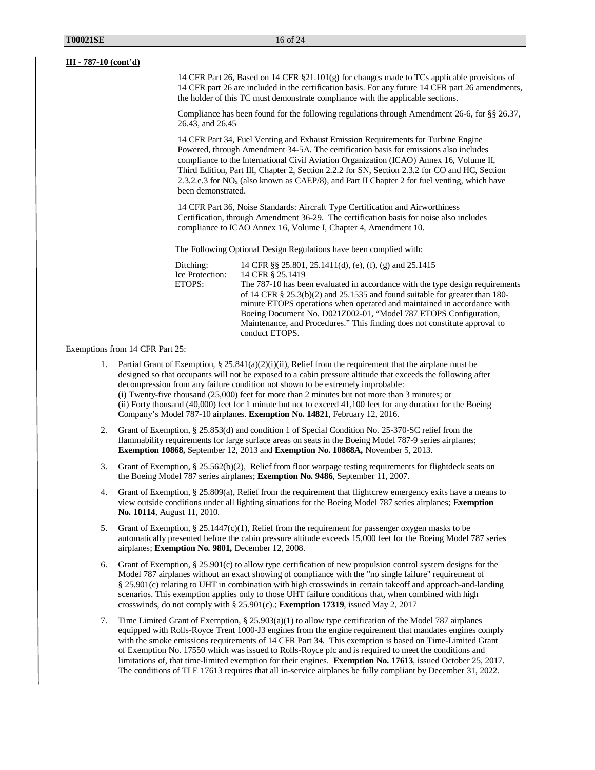**III - 787-10 (cont'd)**

<u>14 CFR Part 26</u>, Based on 14 CFR §21.101(g) for changes made to TCs applicable provisions of 14 CFR part 26 are included in the certification basis. For any future 14 CFR part 26 amendments, the holder of this TC must demonstrate compliance with the applicable sections.

Compliance has been found for the following regulations through Amendment 26-6, for §§ 26.37, 26.43, and 26.45

<u>14 CFR Part 34</u>, Fuel Venting and Exhaust Emission Requirements for Turbine Engine Powered, through Amendment 34-5A. The certification basis for emissions also includes compliance to the International Civil Aviation Organization (ICAO) Annex 16, Volume II, Third Edition, Part III, Chapter 2, Section 2.2.2 for SN, Section 2.3.2 for CO and HC, Section 2.3.2.e.3 for $NO_x$ (also known as CAEP/8), and Part II Chapter 2 for fuel venting, which have been demonstrated.

<u>14 CFR Part 36,</u> Noise Standards: Aircraft Type Certification and Airworthiness Certification, through Amendment 36-29. The certification basis for noise also includes compliance to ICAO Annex 16, Volume I, Chapter 4, Amendment 10.

The Following Optional Design Regulations have been complied with:

| | |
|---|---|
| Ditching: | 14 CFR §§ 25.801, 25.1411(d), (e), (f), (g) and 25.1415 |
| Ice Protection: | 14 CFR § 25.1419 |
| ETOPS: | The 787-10 has been evaluated in accordance with the type design requirements of 14 CFR § 25.3(b)(2) and 25.1535 and found suitable for greater than 180-minute ETOPS operations when operated and maintained in accordance with Boeing Document No. D021Z002-01, "Model 787 ETOPS Configuration, Maintenance, and Procedures." This finding does not constitute approval to conduct ETOPS. |

<u>Exemptions from 14 CFR Part 25:</u>

1. Partial Grant of Exemption, § 25.841(a)(2)(i)(ii), Relief from the requirement that the airplane must be designed so that occupants will not be exposed to a cabin pressure altitude that exceeds the following after decompression from any failure condition not shown to be extremely improbable:
   (i) Twenty-five thousand (25,000) feet for more than 2 minutes but not more than 3 minutes; or
   (ii) Forty thousand (40,000) feet for 1 minute but not to exceed 41,100 feet for any duration for the Boeing Company's Model 787-10 airplanes. **Exemption No. 14821**, February 12, 2016.

2. Grant of Exemption, § 25.853(d) and condition 1 of Special Condition No. 25-370-SC relief from the flammability requirements for large surface areas on seats in the Boeing Model 787-9 series airplanes; **Exemption 10868,** September 12, 2013 and **Exemption No. 10868A,** November 5, 2013.

3. Grant of Exemption, § 25.562(b)(2), Relief from floor warpage testing requirements for flightdeck seats on the Boeing Model 787 series airplanes; **Exemption No. 9486**, September 11, 2007.

4. Grant of Exemption, § 25.809(a), Relief from the requirement that flightcrew emergency exits have a means to view outside conditions under all lighting situations for the Boeing Model 787 series airplanes; **Exemption No. 10114**, August 11, 2010.

5. Grant of Exemption, § 25.1447(c)(1), Relief from the requirement for passenger oxygen masks to be automatically presented before the cabin pressure altitude exceeds 15,000 feet for the Boeing Model 787 series airplanes; **Exemption No. 9801,** December 12, 2008.

6. Grant of Exemption, § 25.901(c) to allow type certification of new propulsion control system designs for the Model 787 airplanes without an exact showing of compliance with the "no single failure" requirement of § 25.901(c) relating to UHT in combination with high crosswinds in certain takeoff and approach-and-landing scenarios. This exemption applies only to those UHT failure conditions that, when combined with high crosswinds, do not comply with § 25.901(c).; **Exemption 17319**, issued May 2, 2017

7. Time Limited Grant of Exemption, § 25.903(a)(1) to allow type certification of the Model 787 airplanes equipped with Rolls-Royce Trent 1000-J3 engines from the engine requirement that mandates engines comply with the smoke emissions requirements of 14 CFR Part 34. This exemption is based on Time-Limited Grant of Exemption No. 17550 which was issued to Rolls-Royce plc and is required to meet the conditions and limitations of, that time-limited exemption for their engines. **Exemption No. 17613**, issued October 25, 2017. The conditions of TLE 17613 requires that all in-service airplanes be fully compliant by December 31, 2022.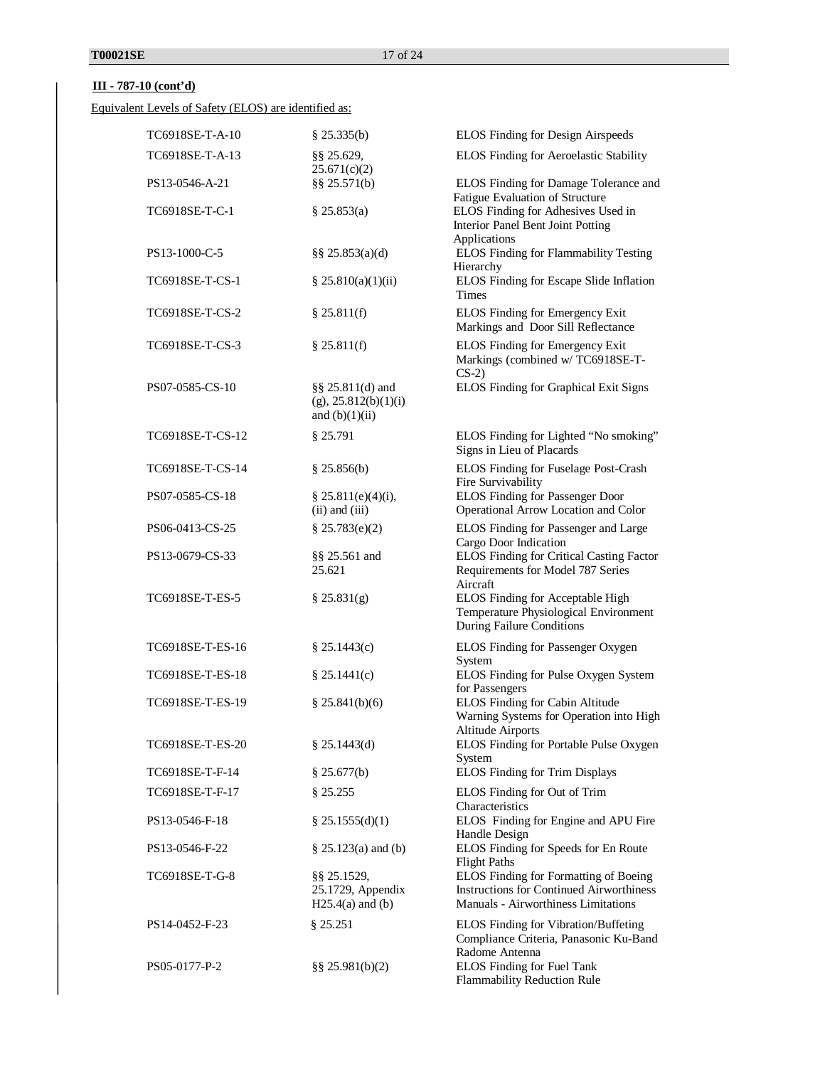**III - 787-10 (cont'd)**

Equivalent Levels of Safety (ELOS) are identified as:

| | | |
|---|---|---|
| TC6918SE-T-A-10 | § 25.335(b) | ELOS Finding for Design Airspeeds |
| TC6918SE-T-A-13 | §§ 25.629, 25.671(c)(2) | ELOS Finding for Aeroelastic Stability |
| PS13-0546-A-21 | §§ 25.571(b) | ELOS Finding for Damage Tolerance and Fatigue Evaluation of Structure |
| TC6918SE-T-C-1 | § 25.853(a) | ELOS Finding for Adhesives Used in Interior Panel Bent Joint Potting Applications |
| PS13-1000-C-5 | §§ 25.853(a)(d) | ELOS Finding for Flammability Testing Hierarchy |
| TC6918SE-T-CS-1 | § 25.810(a)(1)(ii) | ELOS Finding for Escape Slide Inflation Times |
| TC6918SE-T-CS-2 | § 25.811(f) | ELOS Finding for Emergency Exit Markings and Door Sill Reflectance |
| TC6918SE-T-CS-3 | § 25.811(f) | ELOS Finding for Emergency Exit Markings (combined w/ TC6918SE-T-CS-2) |
| PS07-0585-CS-10 | §§ 25.811(d) and (g), 25.812(b)(1)(i) and (b)(1)(ii) | ELOS Finding for Graphical Exit Signs |
| TC6918SE-T-CS-12 | § 25.791 | ELOS Finding for Lighted "No smoking" Signs in Lieu of Placards |
| TC6918SE-T-CS-14 | § 25.856(b) | ELOS Finding for Fuselage Post-Crash Fire Survivability |
| PS07-0585-CS-18 | § 25.811(e)(4)(i), (ii) and (iii) | ELOS Finding for Passenger Door Operational Arrow Location and Color |
| PS06-0413-CS-25 | § 25.783(e)(2) | ELOS Finding for Passenger and Large Cargo Door Indication |
| PS13-0679-CS-33 | §§ 25.561 and 25.621 | ELOS Finding for Critical Casting Factor Requirements for Model 787 Series Aircraft |
| TC6918SE-T-ES-5 | § 25.831(g) | ELOS Finding for Acceptable High Temperature Physiological Environment During Failure Conditions |
| TC6918SE-T-ES-16 | § 25.1443(c) | ELOS Finding for Passenger Oxygen System |
| TC6918SE-T-ES-18 | § 25.1441(c) | ELOS Finding for Pulse Oxygen System for Passengers |
| TC6918SE-T-ES-19 | § 25.841(b)(6) | ELOS Finding for Cabin Altitude Warning Systems for Operation into High Altitude Airports |
| TC6918SE-T-ES-20 | § 25.1443(d) | ELOS Finding for Portable Pulse Oxygen System |
| TC6918SE-T-F-14 | § 25.677(b) | ELOS Finding for Trim Displays |
| TC6918SE-T-F-17 | § 25.255 | ELOS Finding for Out of Trim Characteristics |
| PS13-0546-F-18 | § 25.1555(d)(1) | ELOS Finding for Engine and APU Fire Handle Design |
| PS13-0546-F-22 | § 25.123(a) and (b) | ELOS Finding for Speeds for En Route Flight Paths |
| TC6918SE-T-G-8 | §§ 25.1529, 25.1729, Appendix H25.4(a) and (b) | ELOS Finding for Formatting of Boeing Instructions for Continued Airworthiness Manuals - Airworthiness Limitations |
| PS14-0452-F-23 | § 25.251 | ELOS Finding for Vibration/Buffeting Compliance Criteria, Panasonic Ku-Band Radome Antenna |
| PS05-0177-P-2 | §§ 25.981(b)(2) | ELOS Finding for Fuel Tank Flammability Reduction Rule |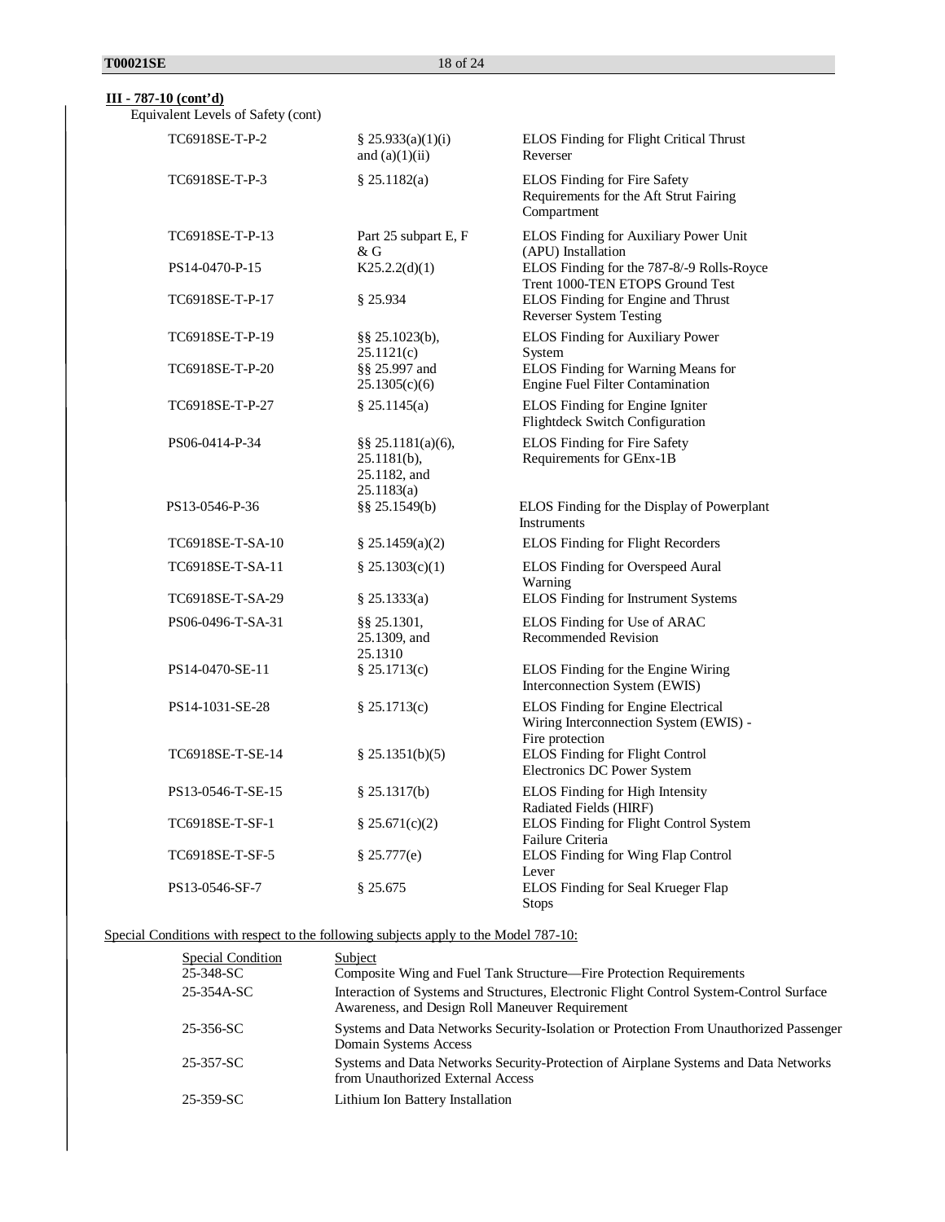**III - 787-10 (cont'd)**

Equivalent Levels of Safety (cont)

| | | |
|---|---|---|
| TC6918SE-T-P-2 | § 25.933(a)(1)(i) and (a)(1)(ii) | ELOS Finding for Flight Critical Thrust Reverser |
| TC6918SE-T-P-3 | § 25.1182(a) | ELOS Finding for Fire Safety Requirements for the Aft Strut Fairing Compartment |
| TC6918SE-T-P-13 | Part 25 subpart E, F & G | ELOS Finding for Auxiliary Power Unit (APU) Installation |
| PS14-0470-P-15 | K25.2.2(d)(1) | ELOS Finding for the 787-8/-9 Rolls-Royce Trent 1000-TEN ETOPS Ground Test |
| TC6918SE-T-P-17 | § 25.934 | ELOS Finding for Engine and Thrust Reverser System Testing |
| TC6918SE-T-P-19 | §§ 25.1023(b), 25.1121(c) | ELOS Finding for Auxiliary Power System |
| TC6918SE-T-P-20 | §§ 25.997 and 25.1305(c)(6) | ELOS Finding for Warning Means for Engine Fuel Filter Contamination |
| TC6918SE-T-P-27 | § 25.1145(a) | ELOS Finding for Engine Igniter Flightdeck Switch Configuration |
| PS06-0414-P-34 | §§ 25.1181(a)(6), 25.1181(b), 25.1182, and 25.1183(a) | ELOS Finding for Fire Safety Requirements for GEnx-1B |
| PS13-0546-P-36 | §§ 25.1549(b) | ELOS Finding for the Display of Powerplant Instruments |
| TC6918SE-T-SA-10 | § 25.1459(a)(2) | ELOS Finding for Flight Recorders |
| TC6918SE-T-SA-11 | § 25.1303(c)(1) | ELOS Finding for Overspeed Aural Warning |
| TC6918SE-T-SA-29 | § 25.1333(a) | ELOS Finding for Instrument Systems |
| PS06-0496-T-SA-31 | §§ 25.1301, 25.1309, and 25.1310 | ELOS Finding for Use of ARAC Recommended Revision |
| PS14-0470-SE-11 | § 25.1713(c) | ELOS Finding for the Engine Wiring Interconnection System (EWIS) |
| PS14-1031-SE-28 | § 25.1713(c) | ELOS Finding for Engine Electrical Wiring Interconnection System (EWIS) - Fire protection |
| TC6918SE-T-SE-14 | § 25.1351(b)(5) | ELOS Finding for Flight Control Electronics DC Power System |
| PS13-0546-T-SE-15 | § 25.1317(b) | ELOS Finding for High Intensity Radiated Fields (HIRF) |
| TC6918SE-T-SF-1 | § 25.671(c)(2) | ELOS Finding for Flight Control System Failure Criteria |
| TC6918SE-T-SF-5 | § 25.777(e) | ELOS Finding for Wing Flap Control Lever |
| PS13-0546-SF-7 | § 25.675 | ELOS Finding for Seal Krueger Flap Stops |

Special Conditions with respect to the following subjects apply to the Model 787-10:

| Special Condition | Subject |
|---|---|
| 25-348-SC | Composite Wing and Fuel Tank Structure—Fire Protection Requirements |
| 25-354A-SC | Interaction of Systems and Structures, Electronic Flight Control System-Control Surface Awareness, and Design Roll Maneuver Requirement |
| 25-356-SC | Systems and Data Networks Security-Isolation or Protection From Unauthorized Passenger Domain Systems Access |
| 25-357-SC | Systems and Data Networks Security-Protection of Airplane Systems and Data Networks from Unauthorized External Access |
| 25-359-SC | Lithium Ion Battery Installation |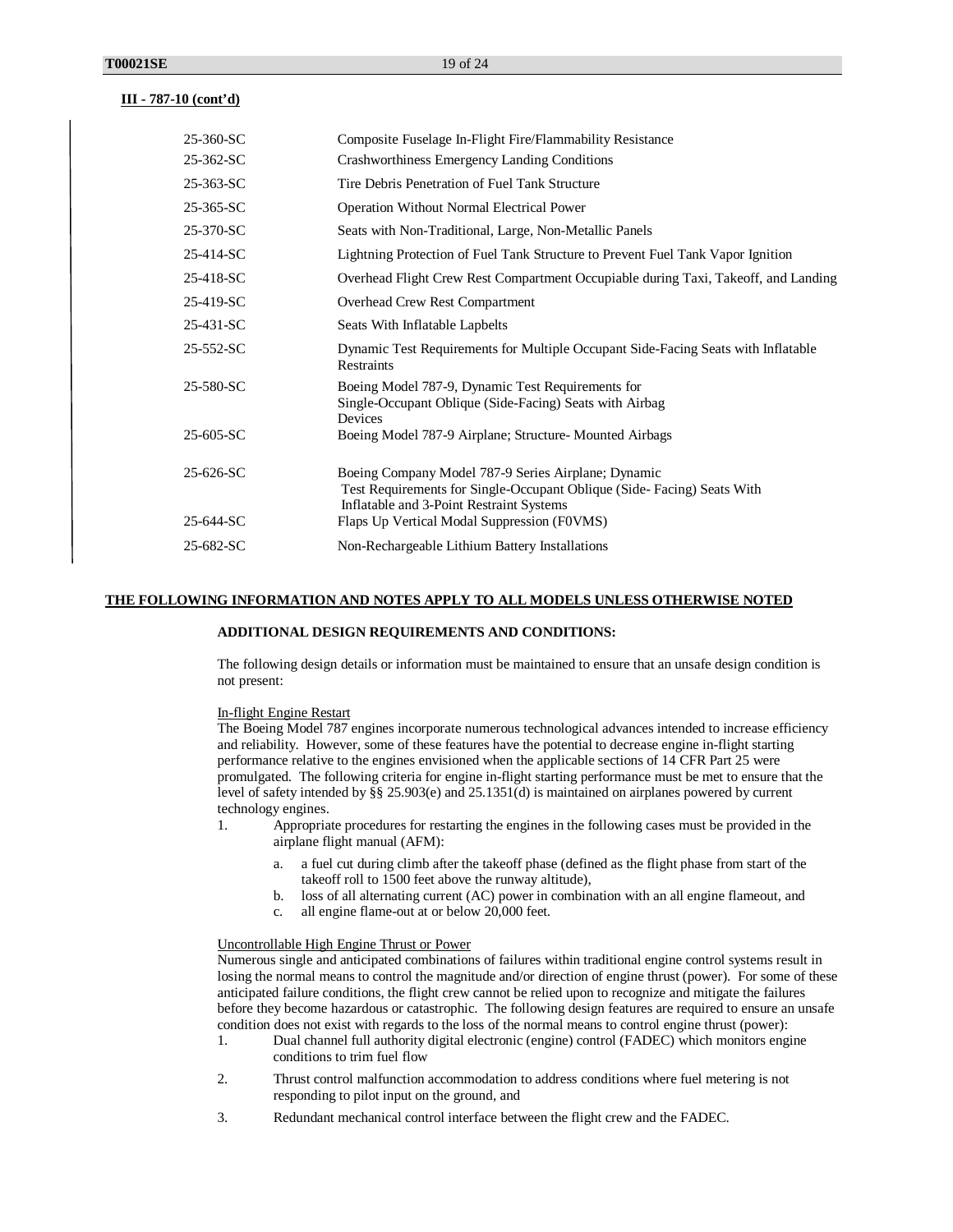**III - 787-10 (cont'd)**

| | |
|---|---|
| 25-360-SC | Composite Fuselage In-Flight Fire/Flammability Resistance |
| 25-362-SC | Crashworthiness Emergency Landing Conditions |
| 25-363-SC | Tire Debris Penetration of Fuel Tank Structure |
| 25-365-SC | Operation Without Normal Electrical Power |
| 25-370-SC | Seats with Non-Traditional, Large, Non-Metallic Panels |
| 25-414-SC | Lightning Protection of Fuel Tank Structure to Prevent Fuel Tank Vapor Ignition |
| 25-418-SC | Overhead Flight Crew Rest Compartment Occupiable during Taxi, Takeoff, and Landing |
| 25-419-SC | Overhead Crew Rest Compartment |
| 25-431-SC | Seats With Inflatable Lapbelts |
| 25-552-SC | Dynamic Test Requirements for Multiple Occupant Side-Facing Seats with Inflatable Restraints |
| 25-580-SC | Boeing Model 787-9, Dynamic Test Requirements for Single-Occupant Oblique (Side-Facing) Seats with Airbag Devices |
| 25-605-SC | Boeing Model 787-9 Airplane; Structure- Mounted Airbags |
| 25-626-SC | Boeing Company Model 787-9 Series Airplane; Dynamic Test Requirements for Single-Occupant Oblique (Side- Facing) Seats With Inflatable and 3-Point Restraint Systems |
| 25-644-SC | Flaps Up Vertical Modal Suppression (F0VMS) |
| 25-682-SC | Non-Rechargeable Lithium Battery Installations |

## THE FOLLOWING INFORMATION AND NOTES APPLY TO ALL MODELS UNLESS OTHERWISE NOTED

### ADDITIONAL DESIGN REQUIREMENTS AND CONDITIONS:

The following design details or information must be maintained to ensure that an unsafe design condition is not present:

In-flight Engine Restart

The Boeing Model 787 engines incorporate numerous technological advances intended to increase efficiency and reliability. However, some of these features have the potential to decrease engine in-flight starting performance relative to the engines envisioned when the applicable sections of 14 CFR Part 25 were promulgated. The following criteria for engine in-flight starting performance must be met to ensure that the level of safety intended by §§ 25.903(e) and 25.1351(d) is maintained on airplanes powered by current technology engines.

1. Appropriate procedures for restarting the engines in the following cases must be provided in the airplane flight manual (AFM):
   a. a fuel cut during climb after the takeoff phase (defined as the flight phase from start of the takeoff roll to 1500 feet above the runway altitude),
   b. loss of all alternating current (AC) power in combination with an all engine flameout, and
   c. all engine flame-out at or below 20,000 feet.

Uncontrollable High Engine Thrust or Power

Numerous single and anticipated combinations of failures within traditional engine control systems result in losing the normal means to control the magnitude and/or direction of engine thrust (power). For some of these anticipated failure conditions, the flight crew cannot be relied upon to recognize and mitigate the failures before they become hazardous or catastrophic. The following design features are required to ensure an unsafe condition does not exist with regards to the loss of the normal means to control engine thrust (power):

1. Dual channel full authority digital electronic (engine) control (FADEC) which monitors engine conditions to trim fuel flow
2. Thrust control malfunction accommodation to address conditions where fuel metering is not responding to pilot input on the ground, and
3. Redundant mechanical control interface between the flight crew and the FADEC.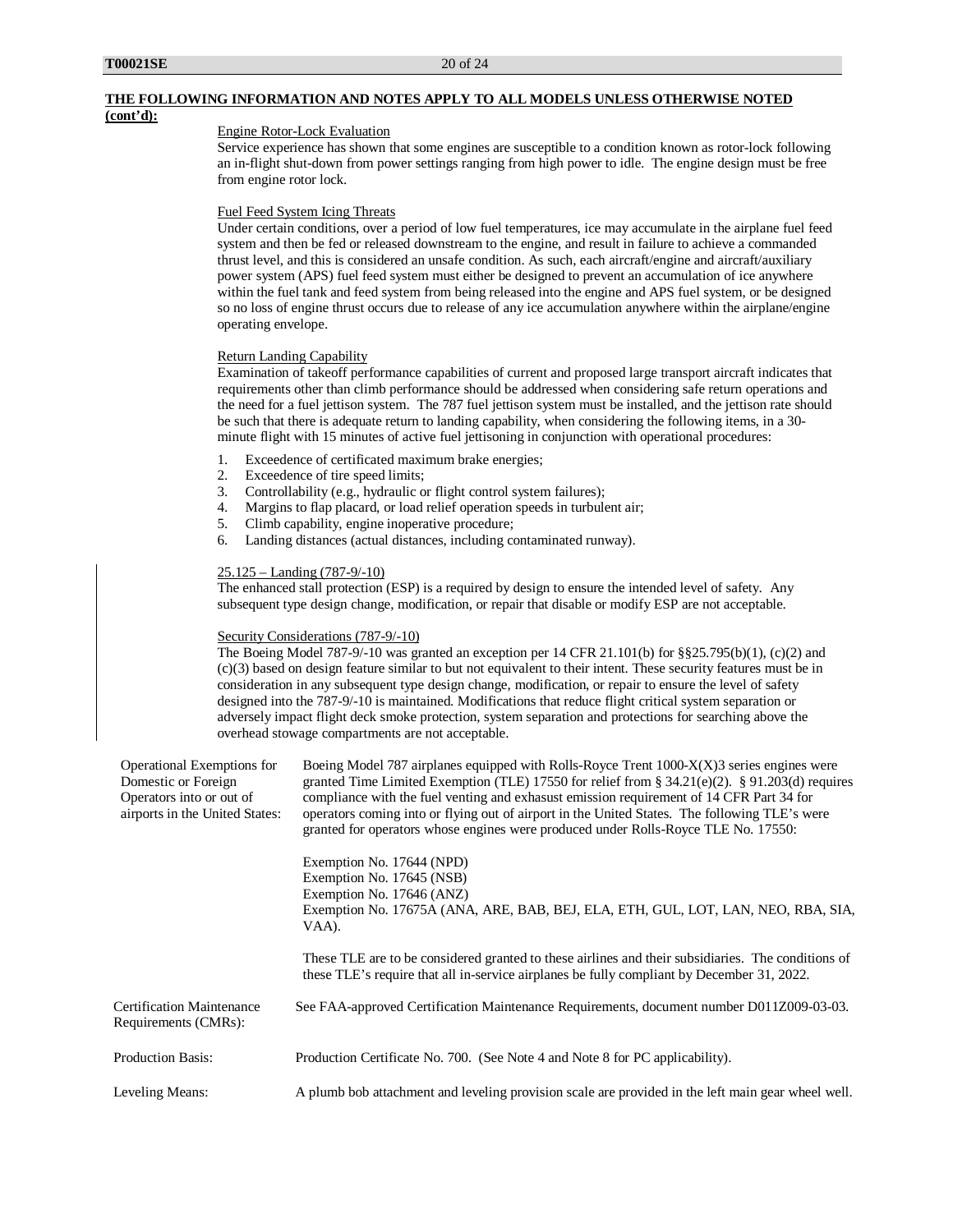**THE FOLLOWING INFORMATION AND NOTES APPLY TO ALL MODELS UNLESS OTHERWISE NOTED (cont'd):**

Engine Rotor-Lock Evaluation

Service experience has shown that some engines are susceptible to a condition known as rotor-lock following an in-flight shut-down from power settings ranging from high power to idle. The engine design must be free from engine rotor lock.

Fuel Feed System Icing Threats

Under certain conditions, over a period of low fuel temperatures, ice may accumulate in the airplane fuel feed system and then be fed or released downstream to the engine, and result in failure to achieve a commanded thrust level, and this is considered an unsafe condition. As such, each aircraft/engine and aircraft/auxiliary power system (APS) fuel feed system must either be designed to prevent an accumulation of ice anywhere within the fuel tank and feed system from being released into the engine and APS fuel system, or be designed so no loss of engine thrust occurs due to release of any ice accumulation anywhere within the airplane/engine operating envelope.

Return Landing Capability

Examination of takeoff performance capabilities of current and proposed large transport aircraft indicates that requirements other than climb performance should be addressed when considering safe return operations and the need for a fuel jettison system. The 787 fuel jettison system must be installed, and the jettison rate should be such that there is adequate return to landing capability, when considering the following items, in a 30-minute flight with 15 minutes of active fuel jettisoning in conjunction with operational procedures:

1. Exceedence of certificated maximum brake energies;
2. Exceedence of tire speed limits;
3. Controllability (e.g., hydraulic or flight control system failures);
4. Margins to flap placard, or load relief operation speeds in turbulent air;
5. Climb capability, engine inoperative procedure;
6. Landing distances (actual distances, including contaminated runway).

25.125 – Landing (787-9/-10)

The enhanced stall protection (ESP) is a required by design to ensure the intended level of safety. Any subsequent type design change, modification, or repair that disable or modify ESP are not acceptable.

Security Considerations (787-9/-10)

The Boeing Model 787-9/-10 was granted an exception per 14 CFR 21.101(b) for §§25.795(b)(1), (c)(2) and (c)(3) based on design feature similar to but not equivalent to their intent. These security features must be in consideration in any subsequent type design change, modification, or repair to ensure the level of safety designed into the 787-9/-10 is maintained. Modifications that reduce flight critical system separation or adversely impact flight deck smoke protection, system separation and protections for searching above the overhead stowage compartments are not acceptable.

Operational Exemptions for Domestic or Foreign Operators into or out of airports in the United States:

Boeing Model 787 airplanes equipped with Rolls-Royce Trent 1000-X(X)3 series engines were granted Time Limited Exemption (TLE) 17550 for relief from § 34.21(e)(2). § 91.203(d) requires compliance with the fuel venting and exhasust emission requirement of 14 CFR Part 34 for operators coming into or flying out of airport in the United States. The following TLE's were granted for operators whose engines were produced under Rolls-Royce TLE No. 17550:

Exemption No. 17644 (NPD)
Exemption No. 17645 (NSB)
Exemption No. 17646 (ANZ)
Exemption No. 17675A (ANA, ARE, BAB, BEJ, ELA, ETH, GUL, LOT, LAN, NEO, RBA, SIA, VAA).

These TLE are to be considered granted to these airlines and their subsidiaries. The conditions of these TLE's require that all in-service airplanes be fully compliant by December 31, 2022.

Certification Maintenance Requirements (CMRs): See FAA-approved Certification Maintenance Requirements, document number D011Z009-03-03.

Production Basis: Production Certificate No. 700. (See Note 4 and Note 8 for PC applicability).

Leveling Means: A plumb bob attachment and leveling provision scale are provided in the left main gear wheel well.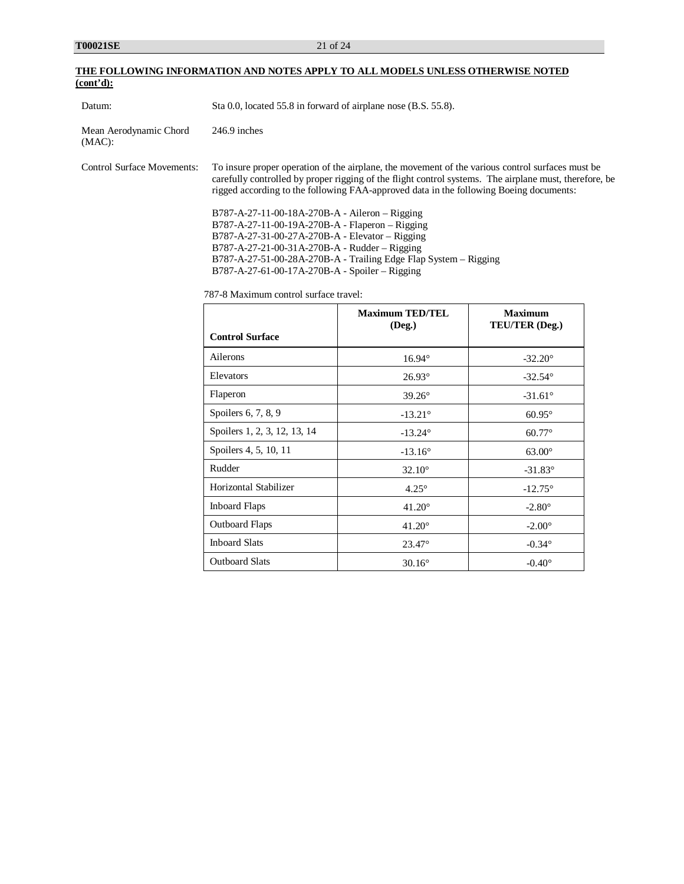**THE FOLLOWING INFORMATION AND NOTES APPLY TO ALL MODELS UNLESS OTHERWISE NOTED (cont'd):**

Datum: Sta 0.0, located 55.8 in forward of airplane nose (B.S. 55.8).

Mean Aerodynamic Chord (MAC): 246.9 inches

Control Surface Movements: To insure proper operation of the airplane, the movement of the various control surfaces must be carefully controlled by proper rigging of the flight control systems. The airplane must, therefore, be rigged according to the following FAA-approved data in the following Boeing documents:

B787-A-27-11-00-18A-270B-A - Aileron – Rigging
B787-A-27-11-00-19A-270B-A - Flaperon – Rigging
B787-A-27-31-00-27A-270B-A - Elevator – Rigging
B787-A-27-21-00-31A-270B-A - Rudder – Rigging
B787-A-27-51-00-28A-270B-A - Trailing Edge Flap System – Rigging
B787-A-27-61-00-17A-270B-A - Spoiler – Rigging

787-8 Maximum control surface travel:

| Control Surface | Maximum TED/TEL (Deg.) | Maximum TEU/TER (Deg.) |
|---|---|---|
| Ailerons | 16.94° | -32.20° |
| Elevators | 26.93° | -32.54° |
| Flaperon | 39.26° | -31.61° |
| Spoilers 6, 7, 8, 9 | -13.21° | 60.95° |
| Spoilers 1, 2, 3, 12, 13, 14 | -13.24° | 60.77° |
| Spoilers 4, 5, 10, 11 | -13.16° | 63.00° |
| Rudder | 32.10° | -31.83° |
| Horizontal Stabilizer | 4.25° | -12.75° |
| Inboard Flaps | 41.20° | -2.80° |
| Outboard Flaps | 41.20° | -2.00° |
| Inboard Slats | 23.47° | -0.34° |
| Outboard Slats | 30.16° | -0.40° |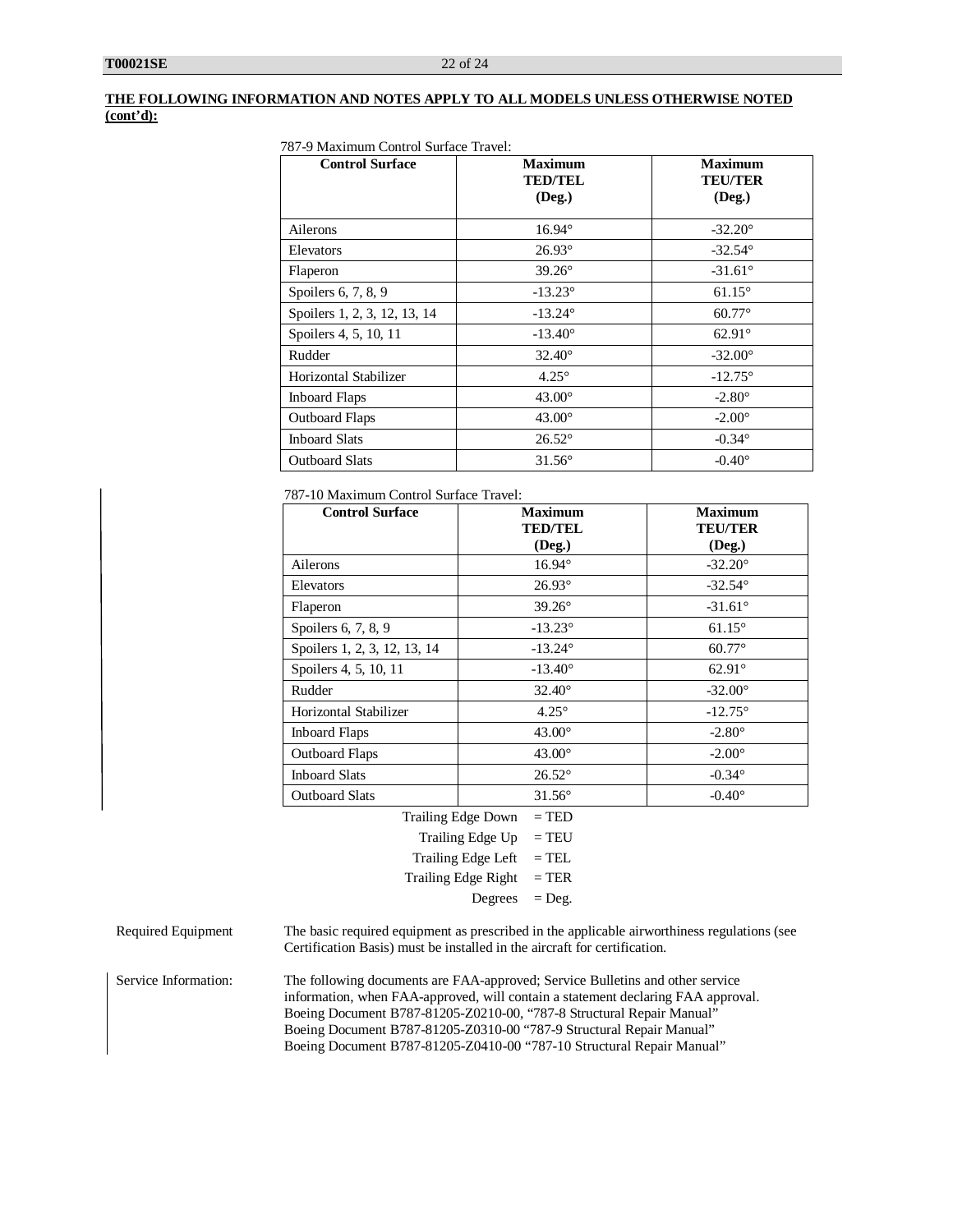**THE FOLLOWING INFORMATION AND NOTES APPLY TO ALL MODELS UNLESS OTHERWISE NOTED (cont'd):**

787-9 Maximum Control Surface Travel:

| Control Surface | Maximum TED/TEL (Deg.) | Maximum TEU/TER (Deg.) |
|---|---|---|
| Ailerons | 16.94° | -32.20° |
| Elevators | 26.93° | -32.54° |
| Flaperon | 39.26° | -31.61° |
| Spoilers 6, 7, 8, 9 | -13.23° | 61.15° |
| Spoilers 1, 2, 3, 12, 13, 14 | -13.24° | 60.77° |
| Spoilers 4, 5, 10, 11 | -13.40° | 62.91° |
| Rudder | 32.40° | -32.00° |
| Horizontal Stabilizer | 4.25° | -12.75° |
| Inboard Flaps | 43.00° | -2.80° |
| Outboard Flaps | 43.00° | -2.00° |
| Inboard Slats | 26.52° | -0.34° |
| Outboard Slats | 31.56° | -0.40° |

787-10 Maximum Control Surface Travel:

| Control Surface | Maximum TED/TEL (Deg.) | Maximum TEU/TER (Deg.) |
|---|---|---|
| Ailerons | 16.94° | -32.20° |
| Elevators | 26.93° | -32.54° |
| Flaperon | 39.26° | -31.61° |
| Spoilers 6, 7, 8, 9 | -13.23° | 61.15° |
| Spoilers 1, 2, 3, 12, 13, 14 | -13.24° | 60.77° |
| Spoilers 4, 5, 10, 11 | -13.40° | 62.91° |
| Rudder | 32.40° | -32.00° |
| Horizontal Stabilizer | 4.25° | -12.75° |
| Inboard Flaps | 43.00° | -2.80° |
| Outboard Flaps | 43.00° | -2.00° |
| Inboard Slats | 26.52° | -0.34° |
| Outboard Slats | 31.56° | -0.40° |

Trailing Edge Down = TED
Trailing Edge Up = TEU
Trailing Edge Left = TEL
Trailing Edge Right = TER
Degrees = Deg.

Required Equipment: The basic required equipment as prescribed in the applicable airworthiness regulations (see Certification Basis) must be installed in the aircraft for certification.

Service Information: The following documents are FAA-approved; Service Bulletins and other service information, when FAA-approved, will contain a statement declaring FAA approval.
Boeing Document B787-81205-Z0210-00, "787-8 Structural Repair Manual"
Boeing Document B787-81205-Z0310-00 "787-9 Structural Repair Manual"
Boeing Document B787-81205-Z0410-00 "787-10 Structural Repair Manual"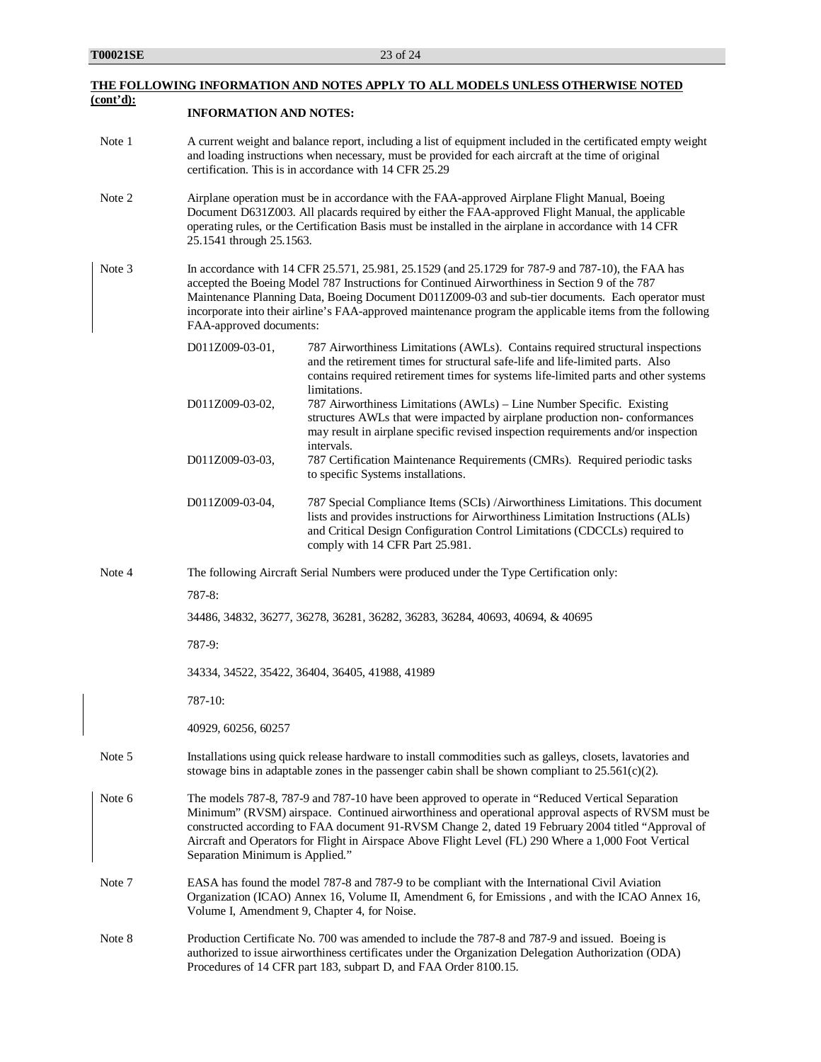**THE FOLLOWING INFORMATION AND NOTES APPLY TO ALL MODELS UNLESS OTHERWISE NOTED (cont'd):**

**INFORMATION AND NOTES:**

Note 1 — A current weight and balance report, including a list of equipment included in the certificated empty weight and loading instructions when necessary, must be provided for each aircraft at the time of original certification. This is in accordance with 14 CFR 25.29

Note 2 — Airplane operation must be in accordance with the FAA-approved Airplane Flight Manual, Boeing Document D631Z003. All placards required by either the FAA-approved Flight Manual, the applicable operating rules, or the Certification Basis must be installed in the airplane in accordance with 14 CFR 25.1541 through 25.1563.

Note 3 — In accordance with 14 CFR 25.571, 25.981, 25.1529 (and 25.1729 for 787-9 and 787-10), the FAA has accepted the Boeing Model 787 Instructions for Continued Airworthiness in Section 9 of the 787 Maintenance Planning Data, Boeing Document D011Z009-03 and sub-tier documents. Each operator must incorporate into their airline's FAA-approved maintenance program the applicable items from the following FAA-approved documents:

| | |
|---|---|
| D011Z009-03-01, | 787 Airworthiness Limitations (AWLs). Contains required structural inspections and the retirement times for structural safe-life and life-limited parts. Also contains required retirement times for systems life-limited parts and other systems limitations. |
| D011Z009-03-02, | 787 Airworthiness Limitations (AWLs) – Line Number Specific. Existing structures AWLs that were impacted by airplane production non- conformances may result in airplane specific revised inspection requirements and/or inspection intervals. |
| D011Z009-03-03, | 787 Certification Maintenance Requirements (CMRs). Required periodic tasks to specific Systems installations. |
| D011Z009-03-04, | 787 Special Compliance Items (SCIs) /Airworthiness Limitations. This document lists and provides instructions for Airworthiness Limitation Instructions (ALIs) and Critical Design Configuration Control Limitations (CDCCLs) required to comply with 14 CFR Part 25.981. |

Note 4 — The following Aircraft Serial Numbers were produced under the Type Certification only:

787-8:

34486, 34832, 36277, 36278, 36281, 36282, 36283, 36284, 40693, 40694, & 40695

787-9:

34334, 34522, 35422, 36404, 36405, 41988, 41989

787-10:

40929, 60256, 60257

Note 5 — Installations using quick release hardware to install commodities such as galleys, closets, lavatories and stowage bins in adaptable zones in the passenger cabin shall be shown compliant to 25.561(c)(2).

Note 6 — The models 787-8, 787-9 and 787-10 have been approved to operate in "Reduced Vertical Separation Minimum" (RVSM) airspace. Continued airworthiness and operational approval aspects of RVSM must be constructed according to FAA document 91-RVSM Change 2, dated 19 February 2004 titled "Approval of Aircraft and Operators for Flight in Airspace Above Flight Level (FL) 290 Where a 1,000 Foot Vertical Separation Minimum is Applied."

Note 7 — EASA has found the model 787-8 and 787-9 to be compliant with the International Civil Aviation Organization (ICAO) Annex 16, Volume II, Amendment 6, for Emissions , and with the ICAO Annex 16, Volume I, Amendment 9, Chapter 4, for Noise.

Note 8 — Production Certificate No. 700 was amended to include the 787-8 and 787-9 and issued. Boeing is authorized to issue airworthiness certificates under the Organization Delegation Authorization (ODA) Procedures of 14 CFR part 183, subpart D, and FAA Order 8100.15.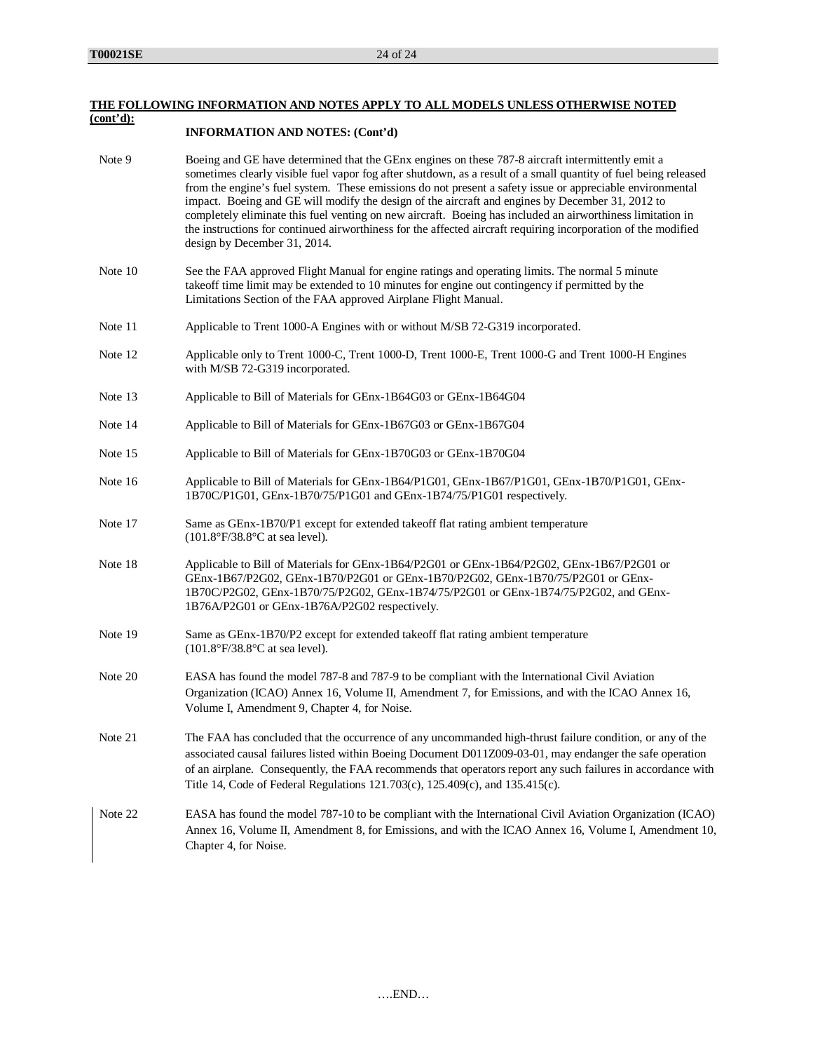**THE FOLLOWING INFORMATION AND NOTES APPLY TO ALL MODELS UNLESS OTHERWISE NOTED (cont'd):**

**INFORMATION AND NOTES: (Cont'd)**

| | |
|---|---|
| Note 9 | Boeing and GE have determined that the GEnx engines on these 787-8 aircraft intermittently emit a sometimes clearly visible fuel vapor fog after shutdown, as a result of a small quantity of fuel being released from the engine's fuel system. These emissions do not present a safety issue or appreciable environmental impact. Boeing and GE will modify the design of the aircraft and engines by December 31, 2012 to completely eliminate this fuel venting on new aircraft. Boeing has included an airworthiness limitation in the instructions for continued airworthiness for the affected aircraft requiring incorporation of the modified design by December 31, 2014. |
| Note 10 | See the FAA approved Flight Manual for engine ratings and operating limits. The normal 5 minute takeoff time limit may be extended to 10 minutes for engine out contingency if permitted by the Limitations Section of the FAA approved Airplane Flight Manual. |
| Note 11 | Applicable to Trent 1000-A Engines with or without M/SB 72-G319 incorporated. |
| Note 12 | Applicable only to Trent 1000-C, Trent 1000-D, Trent 1000-E, Trent 1000-G and Trent 1000-H Engines with M/SB 72-G319 incorporated. |
| Note 13 | Applicable to Bill of Materials for GEnx-1B64G03 or GEnx-1B64G04 |
| Note 14 | Applicable to Bill of Materials for GEnx-1B67G03 or GEnx-1B67G04 |
| Note 15 | Applicable to Bill of Materials for GEnx-1B70G03 or GEnx-1B70G04 |
| Note 16 | Applicable to Bill of Materials for GEnx-1B64/P1G01, GEnx-1B67/P1G01, GEnx-1B70/P1G01, GEnx-1B70C/P1G01, GEnx-1B70/75/P1G01 and GEnx-1B74/75/P1G01 respectively. |
| Note 17 | Same as GEnx-1B70/P1 except for extended takeoff flat rating ambient temperature (101.8°F/38.8°C at sea level). |
| Note 18 | Applicable to Bill of Materials for GEnx-1B64/P2G01 or GEnx-1B64/P2G02, GEnx-1B67/P2G01 or GEnx-1B67/P2G02, GEnx-1B70/P2G01 or GEnx-1B70/P2G02, GEnx-1B70/75/P2G01 or GEnx-1B70C/P2G02, GEnx-1B70/75/P2G02, GEnx-1B74/75/P2G01 or GEnx-1B74/75/P2G02, and GEnx-1B76A/P2G01 or GEnx-1B76A/P2G02 respectively. |
| Note 19 | Same as GEnx-1B70/P2 except for extended takeoff flat rating ambient temperature (101.8°F/38.8°C at sea level). |
| Note 20 | EASA has found the model 787-8 and 787-9 to be compliant with the International Civil Aviation Organization (ICAO) Annex 16, Volume II, Amendment 7, for Emissions, and with the ICAO Annex 16, Volume I, Amendment 9, Chapter 4, for Noise. |
| Note 21 | The FAA has concluded that the occurrence of any uncommanded high-thrust failure condition, or any of the associated causal failures listed within Boeing Document D011Z009-03-01, may endanger the safe operation of an airplane. Consequently, the FAA recommends that operators report any such failures in accordance with Title 14, Code of Federal Regulations 121.703(c), 125.409(c), and 135.415(c). |
| Note 22 | EASA has found the model 787-10 to be compliant with the International Civil Aviation Organization (ICAO) Annex 16, Volume II, Amendment 8, for Emissions, and with the ICAO Annex 16, Volume I, Amendment 10, Chapter 4, for Noise. |

….END…